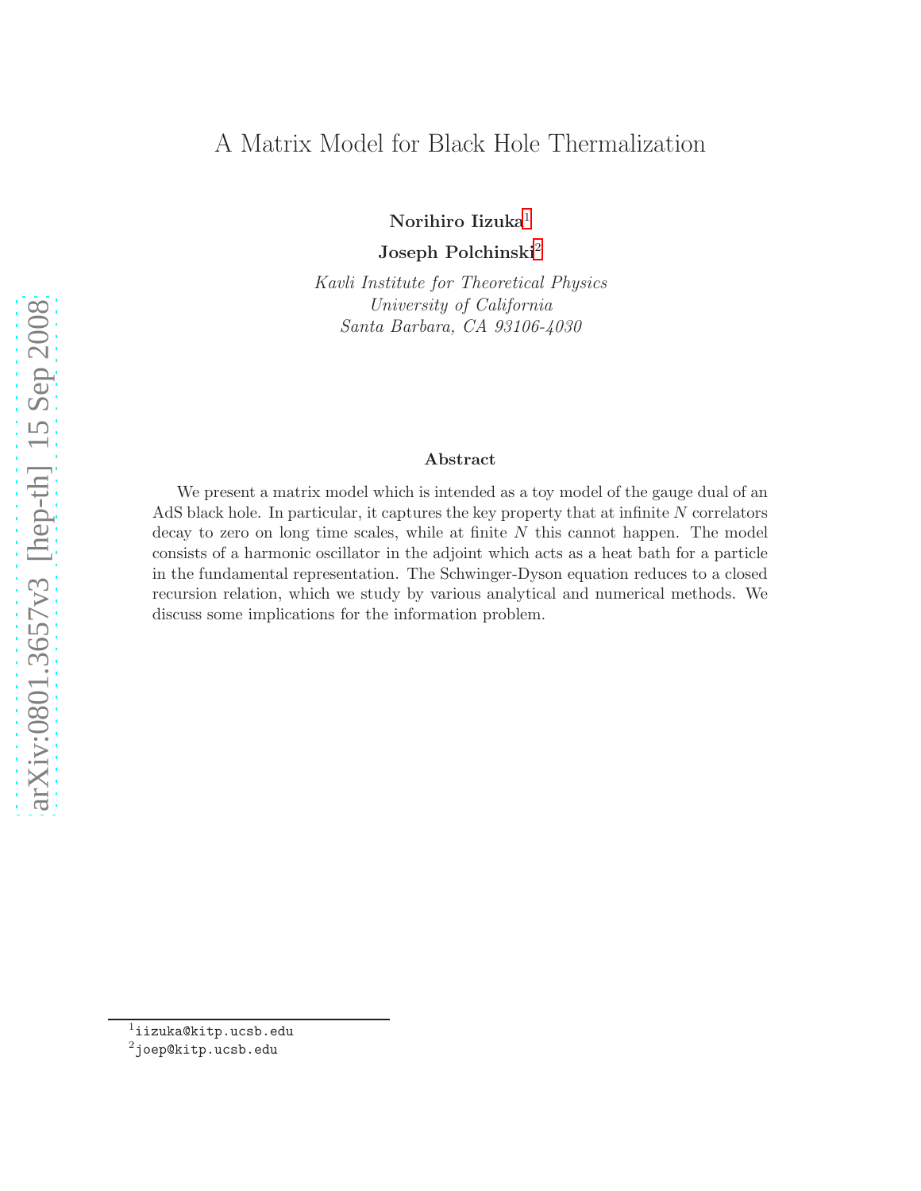# A Matrix Model for Black Hole Thermalization

**Norihiro Iizuka**[1]

**Joseph Polchinski**[2]

*Kavli Institute for Theoretical Physics*
*University of California*
*Santa Barbara, CA 93106-4030*

### Abstract

We present a matrix model which is intended as a toy model of the gauge dual of an AdS black hole. In particular, it captures the key property that at infinite $N$ correlators decay to zero on long time scales, while at finite $N$ this cannot happen. The model consists of a harmonic oscillator in the adjoint which acts as a heat bath for a particle in the fundamental representation. The Schwinger-Dyson equation reduces to a closed recursion relation, which we study by various analytical and numerical methods. We discuss some implications for the information problem.

---

[1] iizuka@kitp.ucsb.edu

[2] joep@kitp.ucsb.edu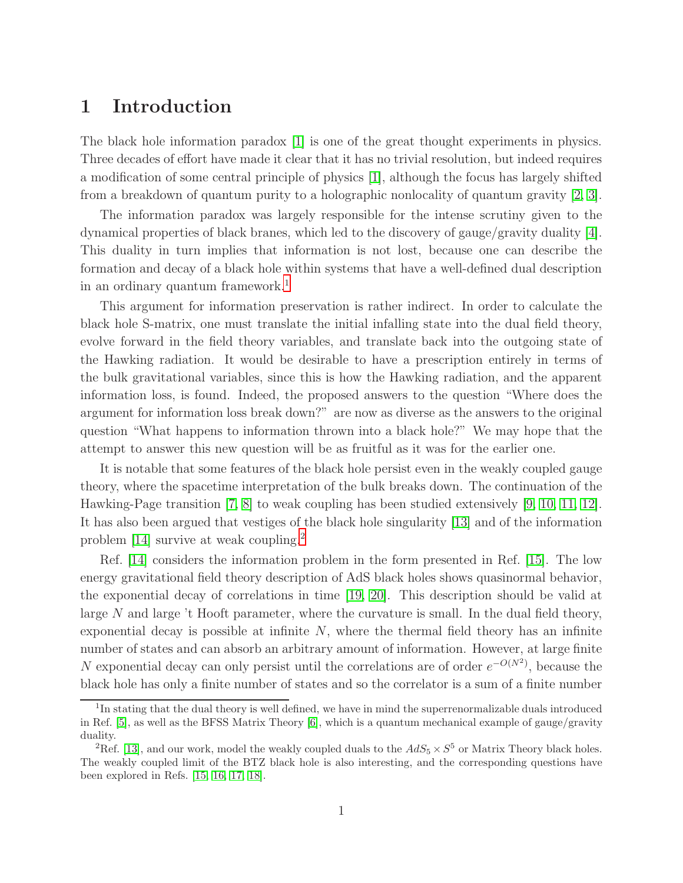# 1 Introduction

The black hole information paradox [1] is one of the great thought experiments in physics. Three decades of effort have made it clear that it has no trivial resolution, but indeed requires a modification of some central principle of physics [1], although the focus has largely shifted from a breakdown of quantum purity to a holographic nonlocality of quantum gravity [2, 3].

The information paradox was largely responsible for the intense scrutiny given to the dynamical properties of black branes, which led to the discovery of gauge/gravity duality [4]. This duality in turn implies that information is not lost, because one can describe the formation and decay of a black hole within systems that have a well-defined dual description in an ordinary quantum framework.[1]

This argument for information preservation is rather indirect. In order to calculate the black hole S-matrix, one must translate the initial infalling state into the dual field theory, evolve forward in the field theory variables, and translate back into the outgoing state of the Hawking radiation. It would be desirable to have a prescription entirely in terms of the bulk gravitational variables, since this is how the Hawking radiation, and the apparent information loss, is found. Indeed, the proposed answers to the question "Where does the argument for information loss break down?" are now as diverse as the answers to the original question "What happens to information thrown into a black hole?" We may hope that the attempt to answer this new question will be as fruitful as it was for the earlier one.

It is notable that some features of the black hole persist even in the weakly coupled gauge theory, where the spacetime interpretation of the bulk breaks down. The continuation of the Hawking-Page transition [7, 8] to weak coupling has been studied extensively [9, 10, 11, 12]. It has also been argued that vestiges of the black hole singularity [13] and of the information problem [14] survive at weak coupling.[2]

Ref. [14] considers the information problem in the form presented in Ref. [15]. The low energy gravitational field theory description of AdS black holes shows quasinormal behavior, the exponential decay of correlations in time [19, 20]. This description should be valid at large $N$ and large 't Hooft parameter, where the curvature is small. In the dual field theory, exponential decay is possible at infinite $N$, where the thermal field theory has an infinite number of states and can absorb an arbitrary amount of information. However, at large finite $N$ exponential decay can only persist until the correlations are of order $e^{-O(N^2)}$, because the black hole has only a finite number of states and so the correlator is a sum of a finite number

[1] In stating that the dual theory is well defined, we have in mind the superrenormalizable duals introduced in Ref. [5], as well as the BFSS Matrix Theory [6], which is a quantum mechanical example of gauge/gravity duality.

[2] Ref. [13], and our work, model the weakly coupled duals to the $AdS_5 \times S^5$ or Matrix Theory black holes. The weakly coupled limit of the BTZ black hole is also interesting, and the corresponding questions have been explored in Refs. [15, 16, 17, 18].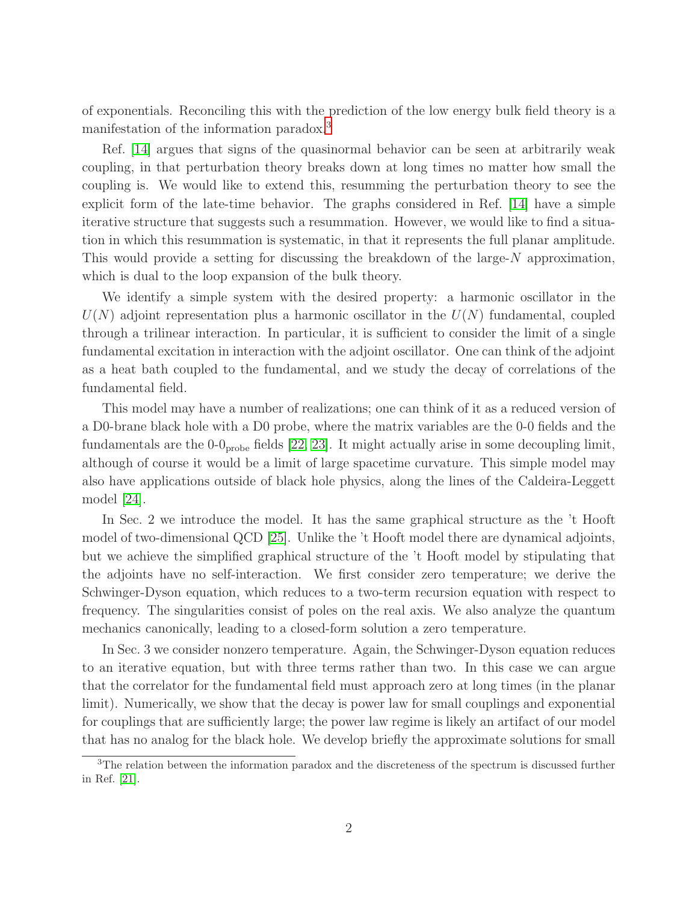of exponentials. Reconciling this with the prediction of the low energy bulk field theory is a manifestation of the information paradox.[3]

Ref. [14] argues that signs of the quasinormal behavior can be seen at arbitrarily weak coupling, in that perturbation theory breaks down at long times no matter how small the coupling is. We would like to extend this, resumming the perturbation theory to see the explicit form of the late-time behavior. The graphs considered in Ref. [14] have a simple iterative structure that suggests such a resummation. However, we would like to find a situation in which this resummation is systematic, in that it represents the full planar amplitude. This would provide a setting for discussing the breakdown of the large-$N$ approximation, which is dual to the loop expansion of the bulk theory.

We identify a simple system with the desired property: a harmonic oscillator in the $U(N)$ adjoint representation plus a harmonic oscillator in the $U(N)$ fundamental, coupled through a trilinear interaction. In particular, it is sufficient to consider the limit of a single fundamental excitation in interaction with the adjoint oscillator. One can think of the adjoint as a heat bath coupled to the fundamental, and we study the decay of correlations of the fundamental field.

This model may have a number of realizations; one can think of it as a reduced version of a D0-brane black hole with a D0 probe, where the matrix variables are the 0-0 fields and the fundamentals are the $0\text{-}0_{\text{probe}}$ fields [22, 23]. It might actually arise in some decoupling limit, although of course it would be a limit of large spacetime curvature. This simple model may also have applications outside of black hole physics, along the lines of the Caldeira-Leggett model [24].

In Sec. 2 we introduce the model. It has the same graphical structure as the 't Hooft model of two-dimensional QCD [25]. Unlike the 't Hooft model there are dynamical adjoints, but we achieve the simplified graphical structure of the 't Hooft model by stipulating that the adjoints have no self-interaction. We first consider zero temperature; we derive the Schwinger-Dyson equation, which reduces to a two-term recursion equation with respect to frequency. The singularities consist of poles on the real axis. We also analyze the quantum mechanics canonically, leading to a closed-form solution a zero temperature.

In Sec. 3 we consider nonzero temperature. Again, the Schwinger-Dyson equation reduces to an iterative equation, but with three terms rather than two. In this case we can argue that the correlator for the fundamental field must approach zero at long times (in the planar limit). Numerically, we show that the decay is power law for small couplings and exponential for couplings that are sufficiently large; the power law regime is likely an artifact of our model that has no analog for the black hole. We develop briefly the approximate solutions for small

[3] The relation between the information paradox and the discreteness of the spectrum is discussed further in Ref. [21].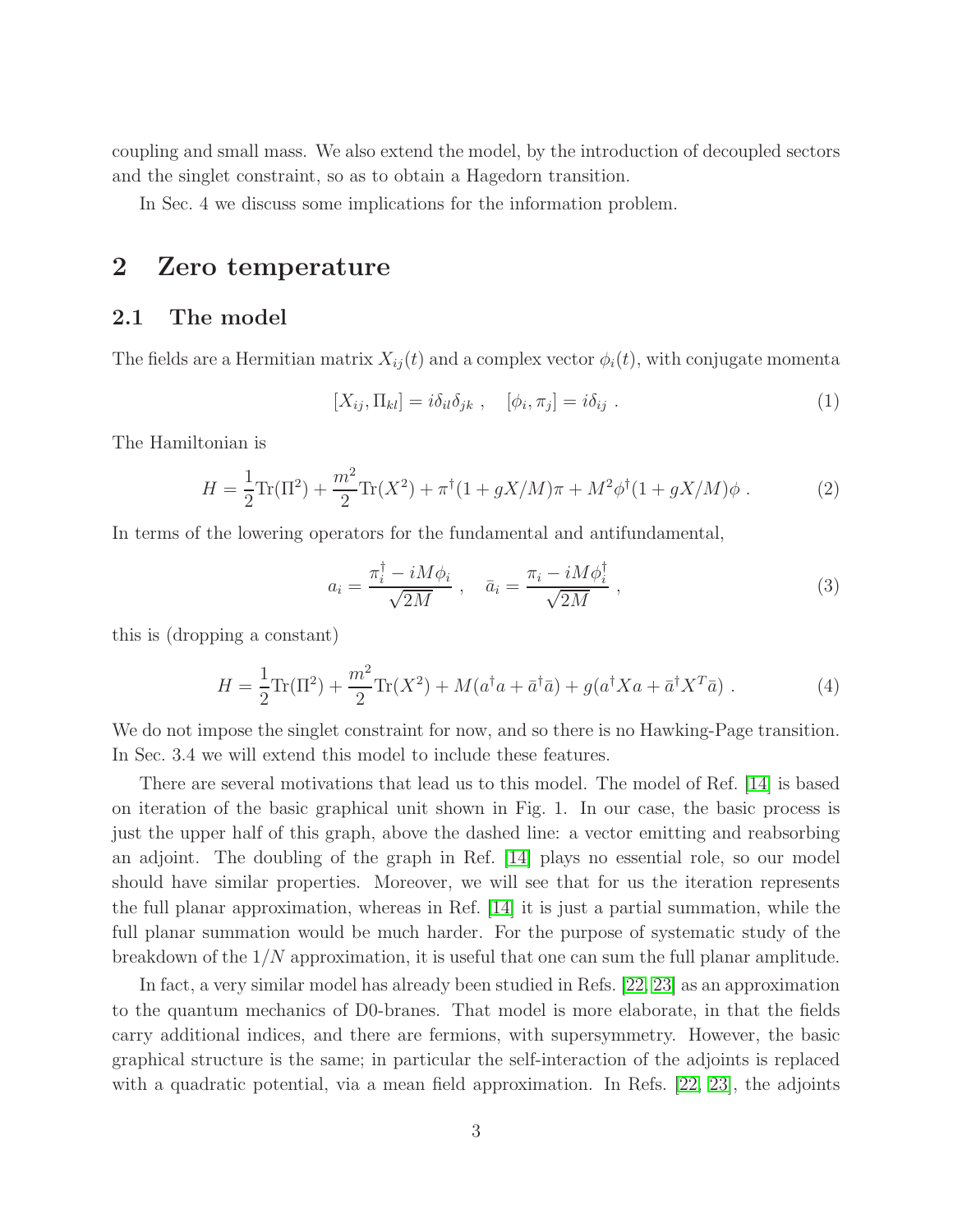coupling and small mass. We also extend the model, by the introduction of decoupled sectors and the singlet constraint, so as to obtain a Hagedorn transition.

In Sec. 4 we discuss some implications for the information problem.

# 2 Zero temperature

## 2.1 The model

The fields are a Hermitian matrix $X_{ij}(t)$ and a complex vector $\phi_i(t)$, with conjugate momenta

$$[X_{ij}, \Pi_{kl}] = i\delta_{il}\delta_{jk} \ , \quad [\phi_i, \pi_j] = i\delta_{ij} \ . \tag{1}$$

The Hamiltonian is

$$H = \frac{1}{2}\mathrm{Tr}(\Pi^2) + \frac{m^2}{2}\mathrm{Tr}(X^2) + \pi^\dagger(1 + gX/M)\pi + M^2\phi^\dagger(1 + gX/M)\phi \ . \tag{2}$$

In terms of the lowering operators for the fundamental and antifundamental,

$$a_i = \frac{\pi_i^\dagger - iM\phi_i}{\sqrt{2M}} \ , \quad \bar{a}_i = \frac{\pi_i - iM\phi_i^\dagger}{\sqrt{2M}} \ , \tag{3}$$

this is (dropping a constant)

$$H = \frac{1}{2}\mathrm{Tr}(\Pi^2) + \frac{m^2}{2}\mathrm{Tr}(X^2) + M(a^\dagger a + \bar{a}^\dagger\bar{a}) + g(a^\dagger X a + \bar{a}^\dagger X^T \bar{a}) \ . \tag{4}$$

We do not impose the singlet constraint for now, and so there is no Hawking-Page transition. In Sec. 3.4 we will extend this model to include these features.

There are several motivations that lead us to this model. The model of Ref. [14] is based on iteration of the basic graphical unit shown in Fig. 1. In our case, the basic process is just the upper half of this graph, above the dashed line: a vector emitting and reabsorbing an adjoint. The doubling of the graph in Ref. [14] plays no essential role, so our model should have similar properties. Moreover, we will see that for us the iteration represents the full planar approximation, whereas in Ref. [14] it is just a partial summation, while the full planar summation would be much harder. For the purpose of systematic study of the breakdown of the $1/N$ approximation, it is useful that one can sum the full planar amplitude.

In fact, a very similar model has already been studied in Refs. [22, 23] as an approximation to the quantum mechanics of D0-branes. That model is more elaborate, in that the fields carry additional indices, and there are fermions, with supersymmetry. However, the basic graphical structure is the same; in particular the self-interaction of the adjoints is replaced with a quadratic potential, via a mean field approximation. In Refs. [22, 23], the adjoints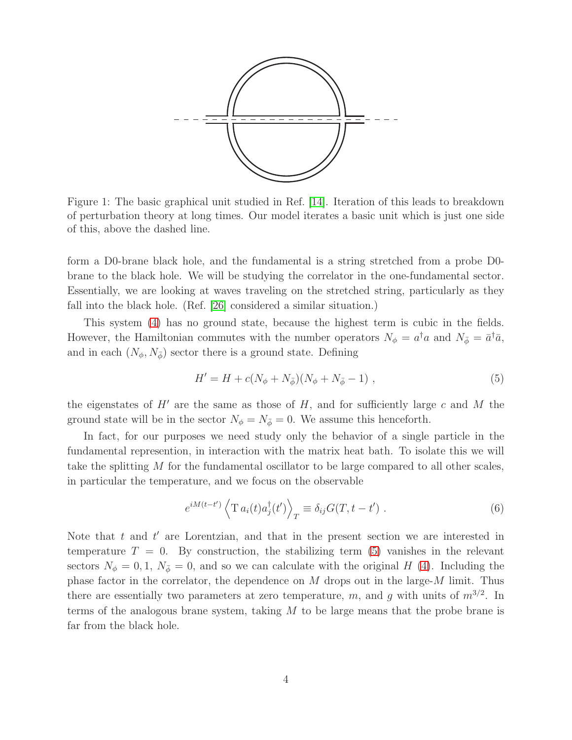Figure 1: The basic graphical unit studied in Ref. [14]. Iteration of this leads to breakdown of perturbation theory at long times. Our model iterates a basic unit which is just one side of this, above the dashed line.

form a D0-brane black hole, and the fundamental is a string stretched from a probe D0-brane to the black hole. We will be studying the correlator in the one-fundamental sector. Essentially, we are looking at waves traveling on the stretched string, particularly as they fall into the black hole. (Ref. [26] considered a similar situation.)

This system (4) has no ground state, because the highest term is cubic in the fields. However, the Hamiltonian commutes with the number operators $N_\phi = a^\dagger a$ and $N_{\bar\phi} = \bar a^\dagger \bar a$, and in each $(N_\phi, N_{\bar\phi})$ sector there is a ground state. Defining

$$H' = H + c(N_\phi + N_{\bar\phi})(N_\phi + N_{\bar\phi} - 1)\ , \tag{5}$$

the eigenstates of $H'$ are the same as those of $H$, and for sufficiently large $c$ and $M$ the ground state will be in the sector $N_\phi = N_{\bar\phi} = 0$. We assume this henceforth.

In fact, for our purposes we need study only the behavior of a single particle in the fundamental represention, in interaction with the matrix heat bath. To isolate this we will take the splitting $M$ for the fundamental oscillator to be large compared to all other scales, in particular the temperature, and we focus on the observable

$$e^{iM(t-t')} \left\langle \mathrm{T}\, a_i(t) a_j^\dagger(t') \right\rangle_T \equiv \delta_{ij} G(T, t-t')\ . \tag{6}$$

Note that $t$ and $t'$ are Lorentzian, and that in the present section we are interested in temperature $T = 0$. By construction, the stabilizing term (5) vanishes in the relevant sectors $N_\phi = 0, 1$, $N_{\bar\phi} = 0$, and so we can calculate with the original $H$ (4). Including the phase factor in the correlator, the dependence on $M$ drops out in the large-$M$ limit. Thus there are essentially two parameters at zero temperature, $m$, and $g$ with units of $m^{3/2}$. In terms of the analogous brane system, taking $M$ to be large means that the probe brane is far from the black hole.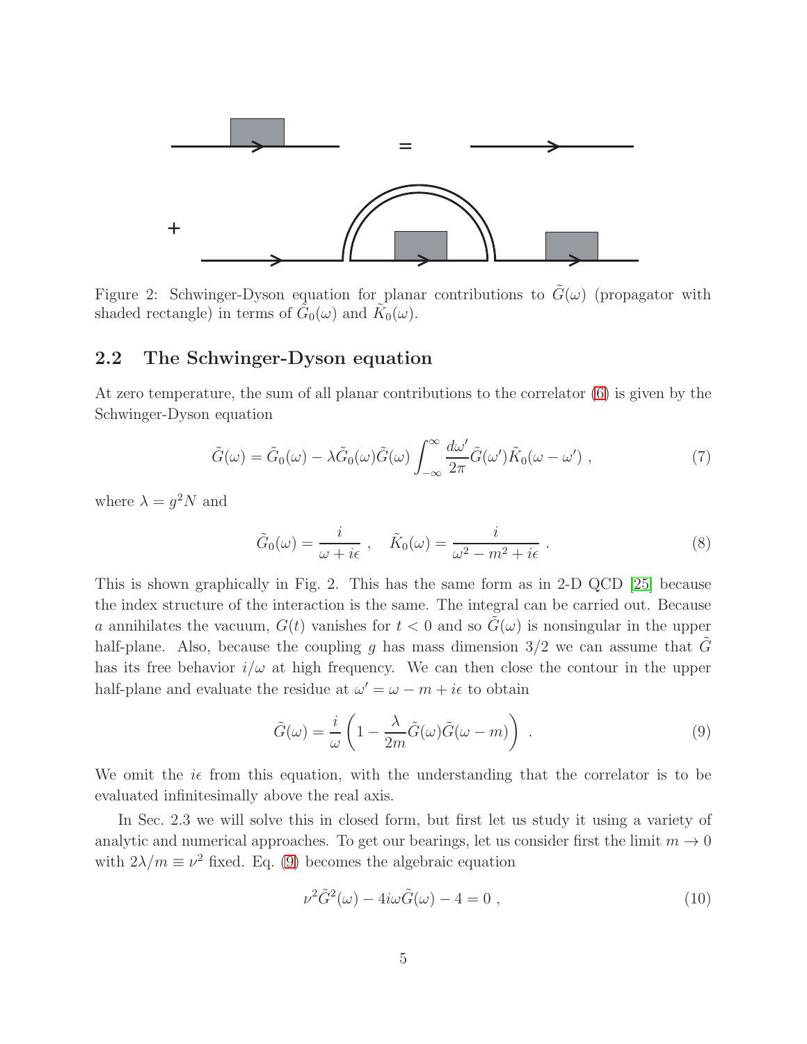Figure 2: Schwinger-Dyson equation for planar contributions to $\tilde{G}(\omega)$ (propagator with shaded rectangle) in terms of $\tilde{G}_0(\omega)$ and $\tilde{K}_0(\omega)$.

## 2.2 The Schwinger-Dyson equation

At zero temperature, the sum of all planar contributions to the correlator (6) is given by the Schwinger-Dyson equation

$$\tilde{G}(\omega) = \tilde{G}_0(\omega) - \lambda \tilde{G}_0(\omega)\tilde{G}(\omega) \int_{-\infty}^{\infty} \frac{d\omega'}{2\pi} \tilde{G}(\omega')\tilde{K}_0(\omega - \omega') \;, \tag{7}$$

where $\lambda = g^2 N$ and

$$\tilde{G}_0(\omega) = \frac{i}{\omega + i\epsilon} \;, \quad \tilde{K}_0(\omega) = \frac{i}{\omega^2 - m^2 + i\epsilon} \;. \tag{8}$$

This is shown graphically in Fig. 2. This has the same form as in 2-D QCD [25] because the index structure of the interaction is the same. The integral can be carried out. Because $a$ annihilates the vacuum, $G(t)$ vanishes for $t < 0$ and so $\tilde{G}(\omega)$ is nonsingular in the upper half-plane. Also, because the coupling $g$ has mass dimension $3/2$ we can assume that $\tilde{G}$ has its free behavior $i/\omega$ at high frequency. We can then close the contour in the upper half-plane and evaluate the residue at $\omega' = \omega - m + i\epsilon$ to obtain

$$\tilde{G}(\omega) = \frac{i}{\omega}\left(1 - \frac{\lambda}{2m}\tilde{G}(\omega)\tilde{G}(\omega - m)\right) \;. \tag{9}$$

We omit the $i\epsilon$ from this equation, with the understanding that the correlator is to be evaluated infinitesimally above the real axis.

In Sec. 2.3 we will solve this in closed form, but first let us study it using a variety of analytic and numerical approaches. To get our bearings, let us consider first the limit $m \to 0$ with $2\lambda/m \equiv \nu^2$ fixed. Eq. (9) becomes the algebraic equation

$$\nu^2 \tilde{G}^2(\omega) - 4i\omega\tilde{G}(\omega) - 4 = 0 \;, \tag{10}$$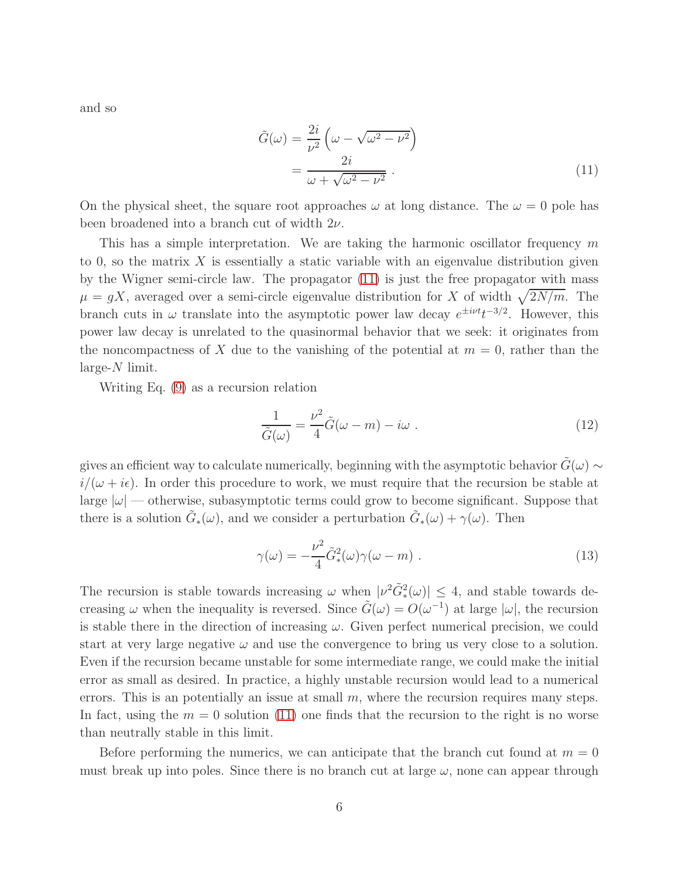and so

$$\begin{aligned}
\tilde{G}(\omega) &= \frac{2i}{\nu^2}\left(\omega - \sqrt{\omega^2 - \nu^2}\right) \\
&= \frac{2i}{\omega + \sqrt{\omega^2 - \nu^2}} \; .
\end{aligned} \tag{11}$$

On the physical sheet, the square root approaches $\omega$ at long distance. The $\omega = 0$ pole has been broadened into a branch cut of width $2\nu$.

This has a simple interpretation. We are taking the harmonic oscillator frequency $m$ to 0, so the matrix $X$ is essentially a static variable with an eigenvalue distribution given by the Wigner semi-circle law. The propagator (11) is just the free propagator with mass $\mu = gX$, averaged over a semi-circle eigenvalue distribution for $X$ of width $\sqrt{2N/m}$. The branch cuts in $\omega$ translate into the asymptotic power law decay $e^{\pm i\nu t}t^{-3/2}$. However, this power law decay is unrelated to the quasinormal behavior that we seek: it originates from the noncompactness of $X$ due to the vanishing of the potential at $m = 0$, rather than the large-$N$ limit.

Writing Eq. (9) as a recursion relation

$$\frac{1}{\tilde{G}(\omega)} = \frac{\nu^2}{4}\tilde{G}(\omega - m) - i\omega \; . \tag{12}$$

gives an efficient way to calculate numerically, beginning with the asymptotic behavior $\tilde{G}(\omega) \sim i/(\omega + i\epsilon)$. In order this procedure to work, we must require that the recursion be stable at large $|\omega|$ — otherwise, subasymptotic terms could grow to become significant. Suppose that there is a solution $\tilde{G}_*(\omega)$, and we consider a perturbation $\tilde{G}_*(\omega) + \gamma(\omega)$. Then

$$\gamma(\omega) = -\frac{\nu^2}{4}\tilde{G}_*^2(\omega)\gamma(\omega - m) \; . \tag{13}$$

The recursion is stable towards increasing $\omega$ when $|\nu^2\tilde{G}_*^2(\omega)| \leq 4$, and stable towards decreasing $\omega$ when the inequality is reversed. Since $\tilde{G}(\omega) = O(\omega^{-1})$ at large $|\omega|$, the recursion is stable there in the direction of increasing $\omega$. Given perfect numerical precision, we could start at very large negative $\omega$ and use the convergence to bring us very close to a solution. Even if the recursion became unstable for some intermediate range, we could make the initial error as small as desired. In practice, a highly unstable recursion would lead to a numerical errors. This is an potentially an issue at small $m$, where the recursion requires many steps. In fact, using the $m = 0$ solution (11) one finds that the recursion to the right is no worse than neutrally stable in this limit.

Before performing the numerics, we can anticipate that the branch cut found at $m = 0$ must break up into poles. Since there is no branch cut at large $\omega$, none can appear through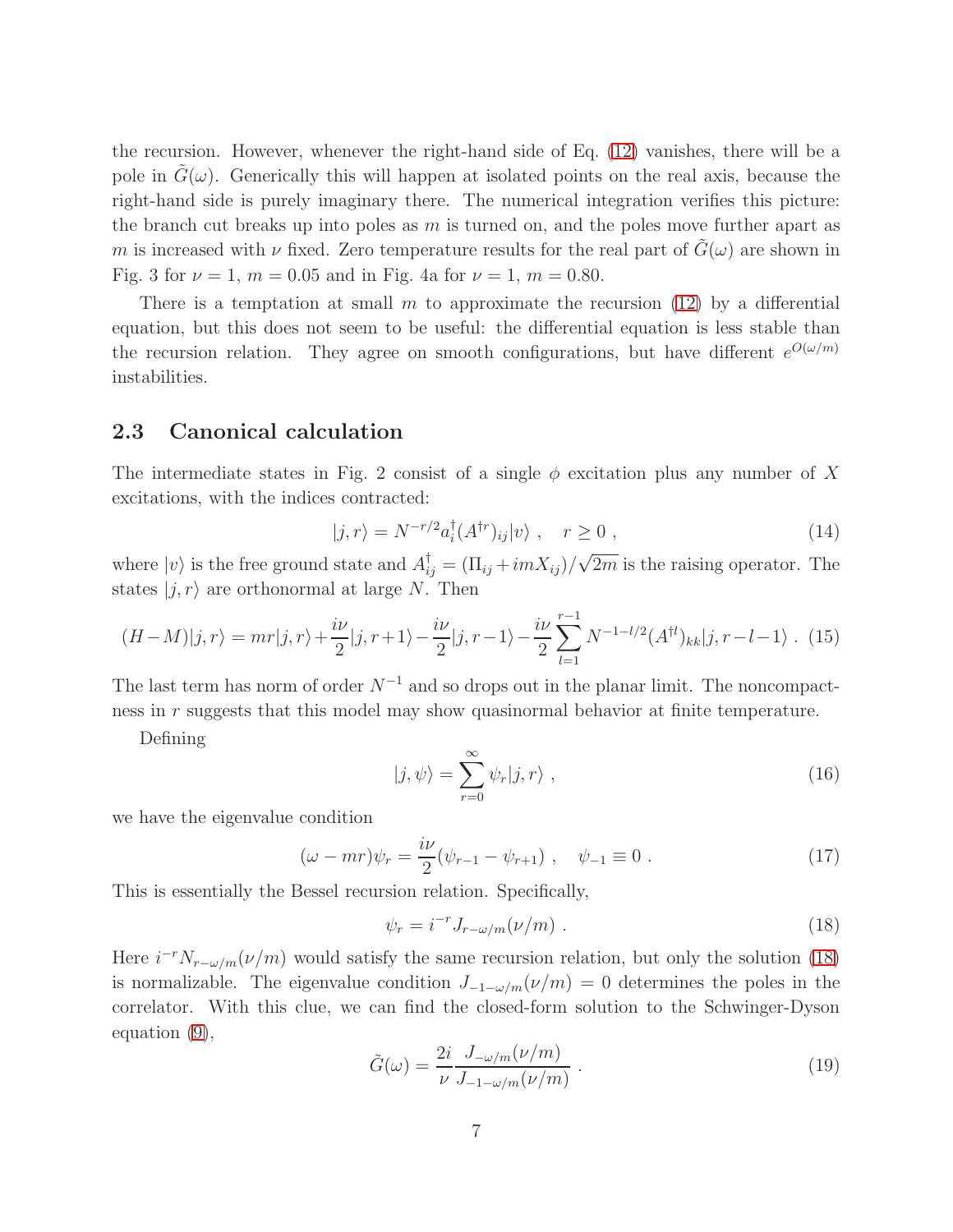the recursion. However, whenever the right-hand side of Eq. (12) vanishes, there will be a pole in $\tilde{G}(\omega)$. Generically this will happen at isolated points on the real axis, because the right-hand side is purely imaginary there. The numerical integration verifies this picture: the branch cut breaks up into poles as $m$ is turned on, and the poles move further apart as $m$ is increased with $\nu$ fixed. Zero temperature results for the real part of $\tilde{G}(\omega)$ are shown in Fig. 3 for $\nu = 1$, $m = 0.05$ and in Fig. 4a for $\nu = 1$, $m = 0.80$.

There is a temptation at small $m$ to approximate the recursion (12) by a differential equation, but this does not seem to be useful: the differential equation is less stable than the recursion relation. They agree on smooth configurations, but have different $e^{O(\omega/m)}$ instabilities.

## 2.3 Canonical calculation

The intermediate states in Fig. 2 consist of a single $\phi$ excitation plus any number of $X$ excitations, with the indices contracted:

$$|j, r\rangle = N^{-r/2} a_i^\dagger (A^{\dagger r})_{ij} |v\rangle \ , \quad r \geq 0 \ , \tag{14}$$

where $|v\rangle$ is the free ground state and $A_{ij}^\dagger = (\Pi_{ij} + imX_{ij})/\sqrt{2m}$ is the raising operator. The states $|j, r\rangle$ are orthonormal at large $N$. Then

$$(H - M)|j, r\rangle = mr|j, r\rangle + \frac{i\nu}{2}|j, r+1\rangle - \frac{i\nu}{2}|j, r-1\rangle - \frac{i\nu}{2}\sum_{l=1}^{r-1} N^{-1-l/2}(A^{\dagger l})_{kk}|j, r-l-1\rangle \ . \tag{15}$$

The last term has norm of order $N^{-1}$ and so drops out in the planar limit. The noncompactness in $r$ suggests that this model may show quasinormal behavior at finite temperature.

Defining

$$|j, \psi\rangle = \sum_{r=0}^{\infty} \psi_r |j, r\rangle \ , \tag{16}$$

we have the eigenvalue condition

$$(\omega - mr)\psi_r = \frac{i\nu}{2}(\psi_{r-1} - \psi_{r+1}) \ , \quad \psi_{-1} \equiv 0 \ . \tag{17}$$

This is essentially the Bessel recursion relation. Specifically,

$$\psi_r = i^{-r} J_{r-\omega/m}(\nu/m) \ . \tag{18}$$

Here $i^{-r} N_{r-\omega/m}(\nu/m)$ would satisfy the same recursion relation, but only the solution (18) is normalizable. The eigenvalue condition $J_{-1-\omega/m}(\nu/m) = 0$ determines the poles in the correlator. With this clue, we can find the closed-form solution to the Schwinger-Dyson equation (9),

$$\tilde{G}(\omega) = \frac{2i}{\nu} \frac{J_{-\omega/m}(\nu/m)}{J_{-1-\omega/m}(\nu/m)} \ . \tag{19}$$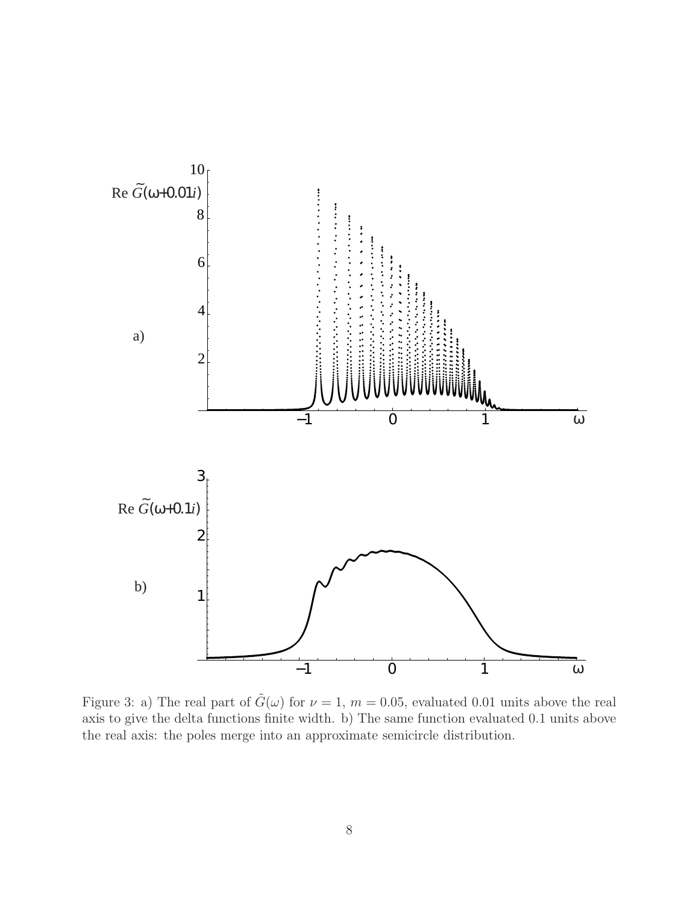Figure 3: a) The real part of $\tilde{G}(\omega)$ for $\nu = 1$, $m = 0.05$, evaluated 0.01 units above the real axis to give the delta functions finite width. b) The same function evaluated 0.1 units above the real axis: the poles merge into an approximate semicircle distribution.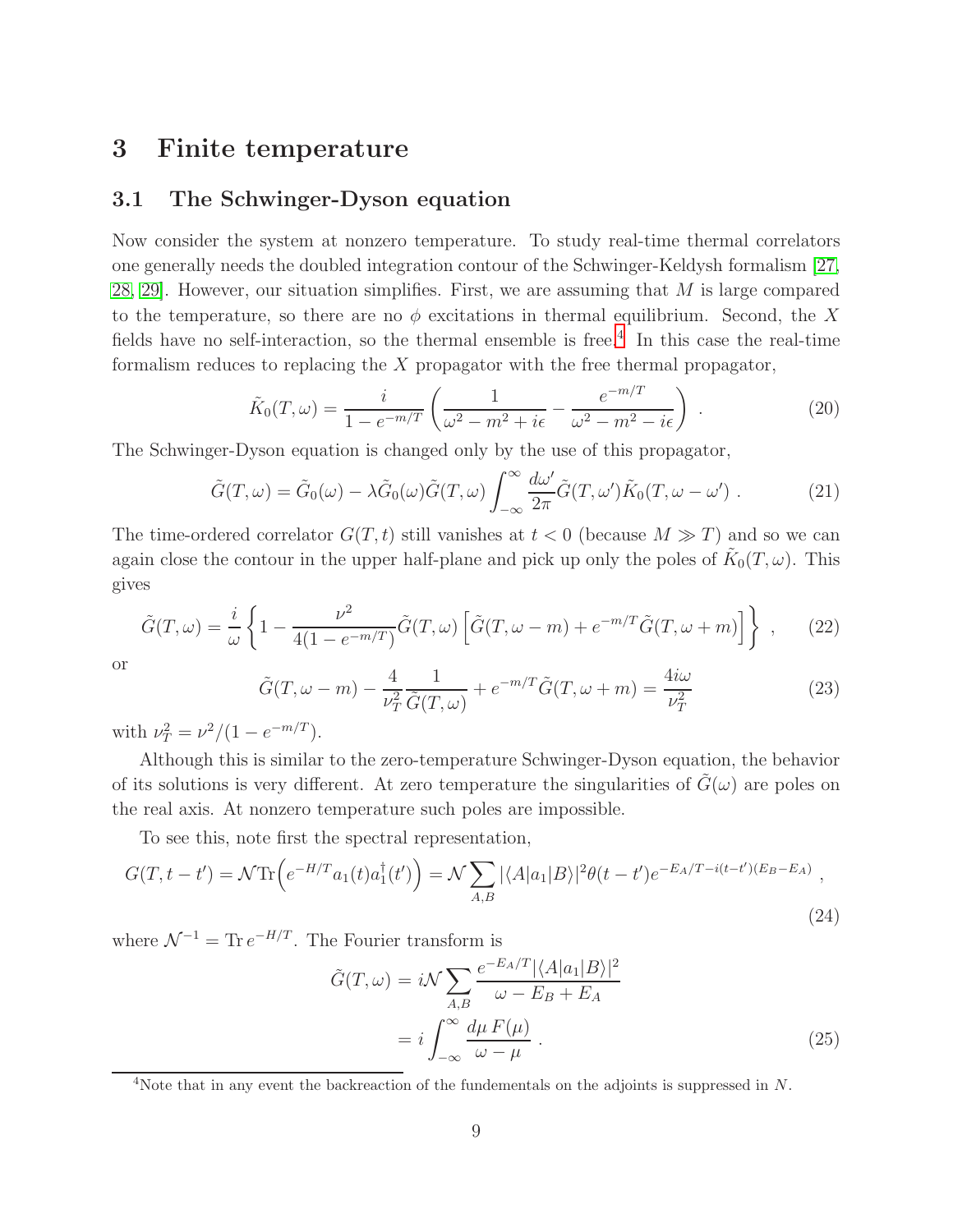## 3 Finite temperature

### 3.1 The Schwinger-Dyson equation

Now consider the system at nonzero temperature. To study real-time thermal correlators one generally needs the doubled integration contour of the Schwinger-Keldysh formalism [27, 28, 29]. However, our situation simplifies. First, we are assuming that $M$ is large compared to the temperature, so there are no $\phi$ excitations in thermal equilibrium. Second, the $X$ fields have no self-interaction, so the thermal ensemble is free.[4] In this case the real-time formalism reduces to replacing the $X$ propagator with the free thermal propagator,

$$\tilde{K}_0(T,\omega) = \frac{i}{1-e^{-m/T}}\left(\frac{1}{\omega^2-m^2+i\epsilon} - \frac{e^{-m/T}}{\omega^2-m^2-i\epsilon}\right) . \tag{20}$$

The Schwinger-Dyson equation is changed only by the use of this propagator,

$$\tilde{G}(T,\omega) = \tilde{G}_0(\omega) - \lambda\tilde{G}_0(\omega)\tilde{G}(T,\omega)\int_{-\infty}^{\infty}\frac{d\omega'}{2\pi}\tilde{G}(T,\omega')\tilde{K}_0(T,\omega-\omega') . \tag{21}$$

The time-ordered correlator $G(T,t)$ still vanishes at $t<0$ (because $M \gg T$) and so we can again close the contour in the upper half-plane and pick up only the poles of $\tilde{K}_0(T,\omega)$. This gives

$$\tilde{G}(T,\omega) = \frac{i}{\omega}\left\{1 - \frac{\nu^2}{4(1-e^{-m/T})}\tilde{G}(T,\omega)\left[\tilde{G}(T,\omega-m) + e^{-m/T}\tilde{G}(T,\omega+m)\right]\right\} , \tag{22}$$

or

$$\tilde{G}(T,\omega-m) - \frac{4}{\nu_T^2}\frac{1}{\tilde{G}(T,\omega)} + e^{-m/T}\tilde{G}(T,\omega+m) = \frac{4i\omega}{\nu_T^2} \tag{23}$$

with $\nu_T^2 = \nu^2/(1-e^{-m/T})$.

Although this is similar to the zero-temperature Schwinger-Dyson equation, the behavior of its solutions is very different. At zero temperature the singularities of $\tilde{G}(\omega)$ are poles on the real axis. At nonzero temperature such poles are impossible.

To see this, note first the spectral representation,

$$G(T,t-t') = \mathcal{N}\mathrm{Tr}\Big(e^{-H/T}a_1(t)a_1^\dagger(t')\Big) = \mathcal{N}\sum_{A,B}|\langle A|a_1|B\rangle|^2\theta(t-t')e^{-E_A/T-i(t-t')(E_B-E_A)} , \tag{24}$$

where $\mathcal{N}^{-1} = \mathrm{Tr}\, e^{-H/T}$. The Fourier transform is

$$\begin{aligned}\tilde{G}(T,\omega) &= i\mathcal{N}\sum_{A,B}\frac{e^{-E_A/T}|\langle A|a_1|B\rangle|^2}{\omega - E_B + E_A} \\ &= i\int_{-\infty}^{\infty}\frac{d\mu\, F(\mu)}{\omega-\mu} .\end{aligned} \tag{25}$$

[4] Note that in any event the backreaction of the fundementals on the adjoints is suppressed in $N$.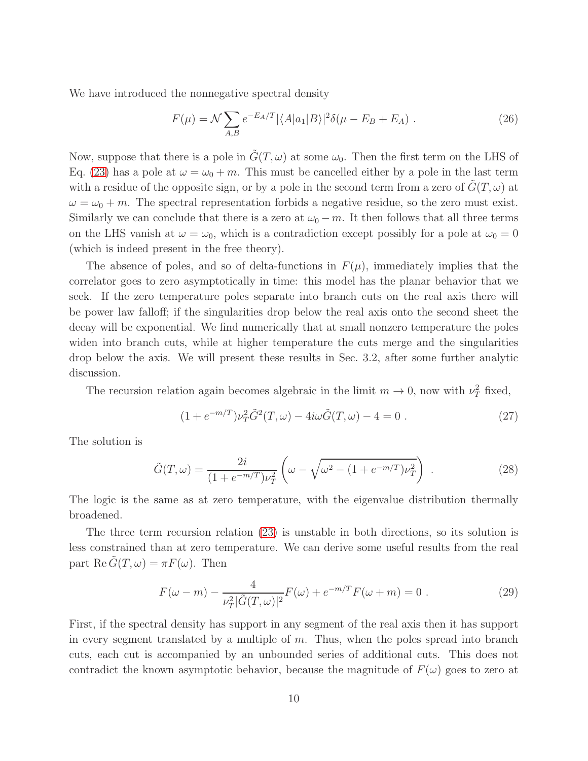We have introduced the nonnegative spectral density

$$F(\mu) = \mathcal{N} \sum_{A,B} e^{-E_A/T} |\langle A|a_1|B\rangle|^2 \delta(\mu - E_B + E_A) \ . \tag{26}$$

Now, suppose that there is a pole in $\tilde{G}(T,\omega)$ at some $\omega_0$. Then the first term on the LHS of Eq. (23) has a pole at $\omega = \omega_0 + m$. This must be cancelled either by a pole in the last term with a residue of the opposite sign, or by a pole in the second term from a zero of $\tilde{G}(T,\omega)$ at $\omega = \omega_0 + m$. The spectral representation forbids a negative residue, so the zero must exist. Similarly we can conclude that there is a zero at $\omega_0 - m$. It then follows that all three terms on the LHS vanish at $\omega = \omega_0$, which is a contradiction except possibly for a pole at $\omega_0 = 0$ (which is indeed present in the free theory).

The absence of poles, and so of delta-functions in $F(\mu)$, immediately implies that the correlator goes to zero asymptotically in time: this model has the planar behavior that we seek. If the zero temperature poles separate into branch cuts on the real axis there will be power law falloff; if the singularities drop below the real axis onto the second sheet the decay will be exponential. We find numerically that at small nonzero temperature the poles widen into branch cuts, while at higher temperature the cuts merge and the singularities drop below the axis. We will present these results in Sec. 3.2, after some further analytic discussion.

The recursion relation again becomes algebraic in the limit $m \to 0$, now with $\nu_T^2$ fixed,

$$(1 + e^{-m/T})\nu_T^2 \tilde{G}^2(T,\omega) - 4i\omega \tilde{G}(T,\omega) - 4 = 0 \ . \tag{27}$$

The solution is

$$\tilde{G}(T,\omega) = \frac{2i}{(1 + e^{-m/T})\nu_T^2} \left( \omega - \sqrt{\omega^2 - (1 + e^{-m/T})\nu_T^2} \right) \ . \tag{28}$$

The logic is the same as at zero temperature, with the eigenvalue distribution thermally broadened.

The three term recursion relation (23) is unstable in both directions, so its solution is less constrained than at zero temperature. We can derive some useful results from the real part $\mathrm{Re}\, \tilde{G}(T,\omega) = \pi F(\omega)$. Then

$$F(\omega - m) - \frac{4}{\nu_T^2 |\tilde{G}(T,\omega)|^2} F(\omega) + e^{-m/T} F(\omega + m) = 0 \ . \tag{29}$$

First, if the spectral density has support in any segment of the real axis then it has support in every segment translated by a multiple of $m$. Thus, when the poles spread into branch cuts, each cut is accompanied by an unbounded series of additional cuts. This does not contradict the known asymptotic behavior, because the magnitude of $F(\omega)$ goes to zero at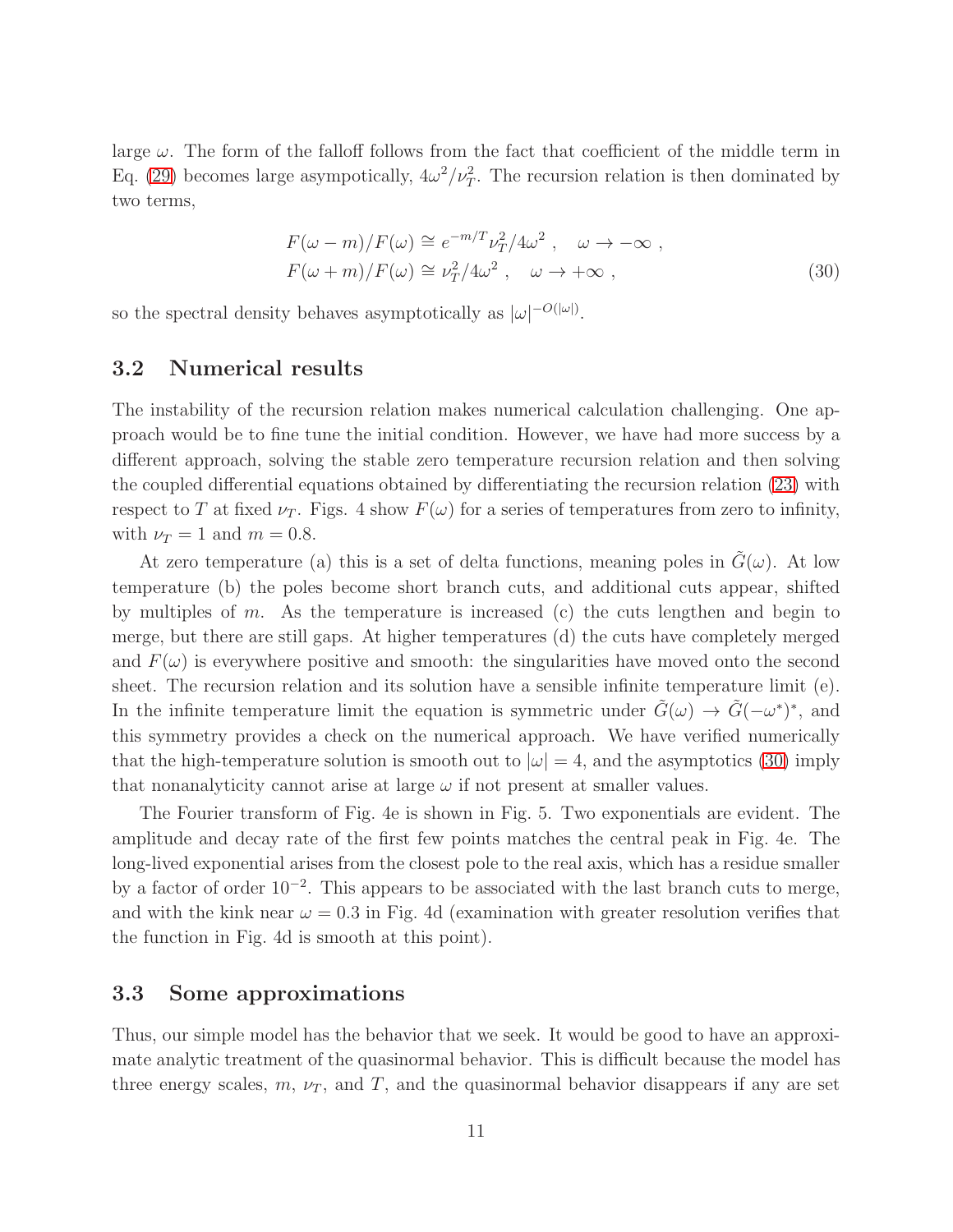large $\omega$. The form of the falloff follows from the fact that coefficient of the middle term in Eq. (29) becomes large asympotically, $4\omega^2/\nu_T^2$. The recursion relation is then dominated by two terms,

$$
\begin{aligned}
F(\omega - m)/F(\omega) &\cong e^{-m/T}\nu_T^2/4\omega^2 \ , \quad \omega \to -\infty \ , \\
F(\omega + m)/F(\omega) &\cong \nu_T^2/4\omega^2 \ , \quad \omega \to +\infty \ ,
\end{aligned} \tag{30}
$$

so the spectral density behaves asymptotically as $|\omega|^{-O(|\omega|)}$.

## 3.2 Numerical results

The instability of the recursion relation makes numerical calculation challenging. One approach would be to fine tune the initial condition. However, we have had more success by a different approach, solving the stable zero temperature recursion relation and then solving the coupled differential equations obtained by differentiating the recursion relation (23) with respect to $T$ at fixed $\nu_T$. Figs. 4 show $F(\omega)$ for a series of temperatures from zero to infinity, with $\nu_T = 1$ and $m = 0.8$.

At zero temperature (a) this is a set of delta functions, meaning poles in $\tilde{G}(\omega)$. At low temperature (b) the poles become short branch cuts, and additional cuts appear, shifted by multiples of $m$. As the temperature is increased (c) the cuts lengthen and begin to merge, but there are still gaps. At higher temperatures (d) the cuts have completely merged and $F(\omega)$ is everywhere positive and smooth: the singularities have moved onto the second sheet. The recursion relation and its solution have a sensible infinite temperature limit (e). In the infinite temperature limit the equation is symmetric under $\tilde{G}(\omega) \to \tilde{G}(-\omega^*)^*$, and this symmetry provides a check on the numerical approach. We have verified numerically that the high-temperature solution is smooth out to $|\omega| = 4$, and the asymptotics (30) imply that nonanalyticity cannot arise at large $\omega$ if not present at smaller values.

The Fourier transform of Fig. 4e is shown in Fig. 5. Two exponentials are evident. The amplitude and decay rate of the first few points matches the central peak in Fig. 4e. The long-lived exponential arises from the closest pole to the real axis, which has a residue smaller by a factor of order $10^{-2}$. This appears to be associated with the last branch cuts to merge, and with the kink near $\omega = 0.3$ in Fig. 4d (examination with greater resolution verifies that the function in Fig. 4d is smooth at this point).

## 3.3 Some approximations

Thus, our simple model has the behavior that we seek. It would be good to have an approximate analytic treatment of the quasinormal behavior. This is difficult because the model has three energy scales, $m$, $\nu_T$, and $T$, and the quasinormal behavior disappears if any are set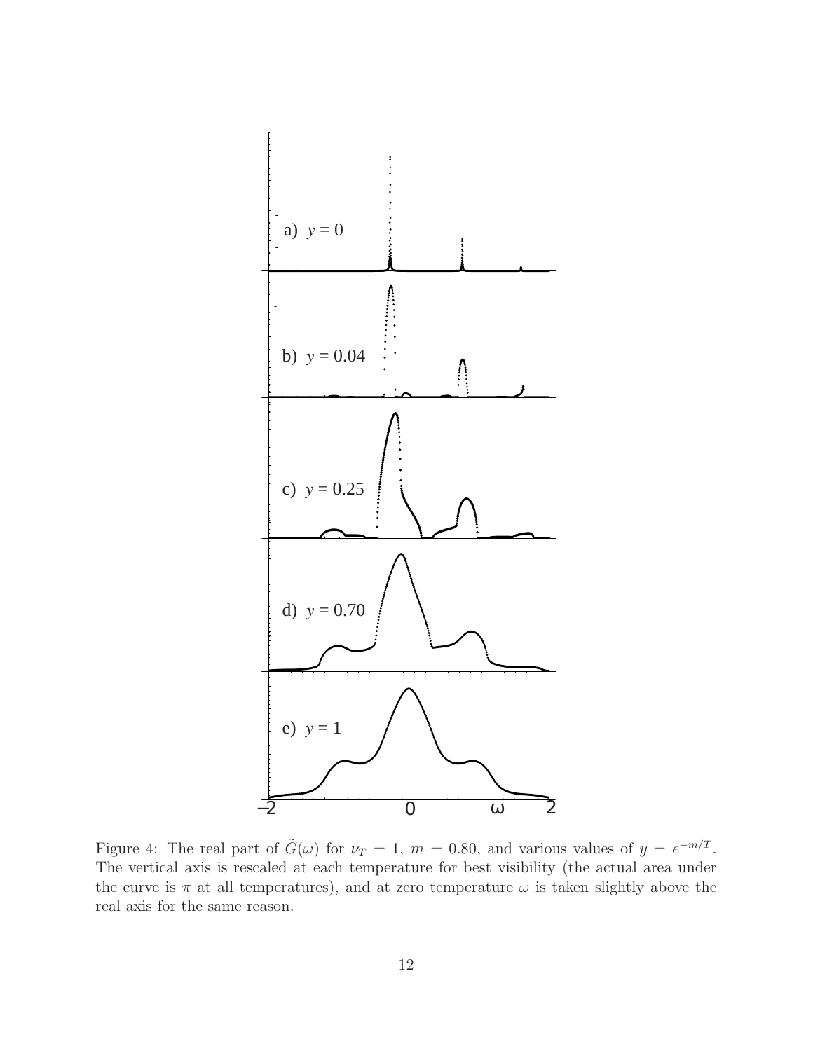Figure 4: The real part of $\tilde{G}(\omega)$ for $\nu_T = 1$, $m = 0.80$, and various values of $y = e^{-m/T}$. The vertical axis is rescaled at each temperature for best visibility (the actual area under the curve is $\pi$ at all temperatures), and at zero temperature $\omega$ is taken slightly above the real axis for the same reason.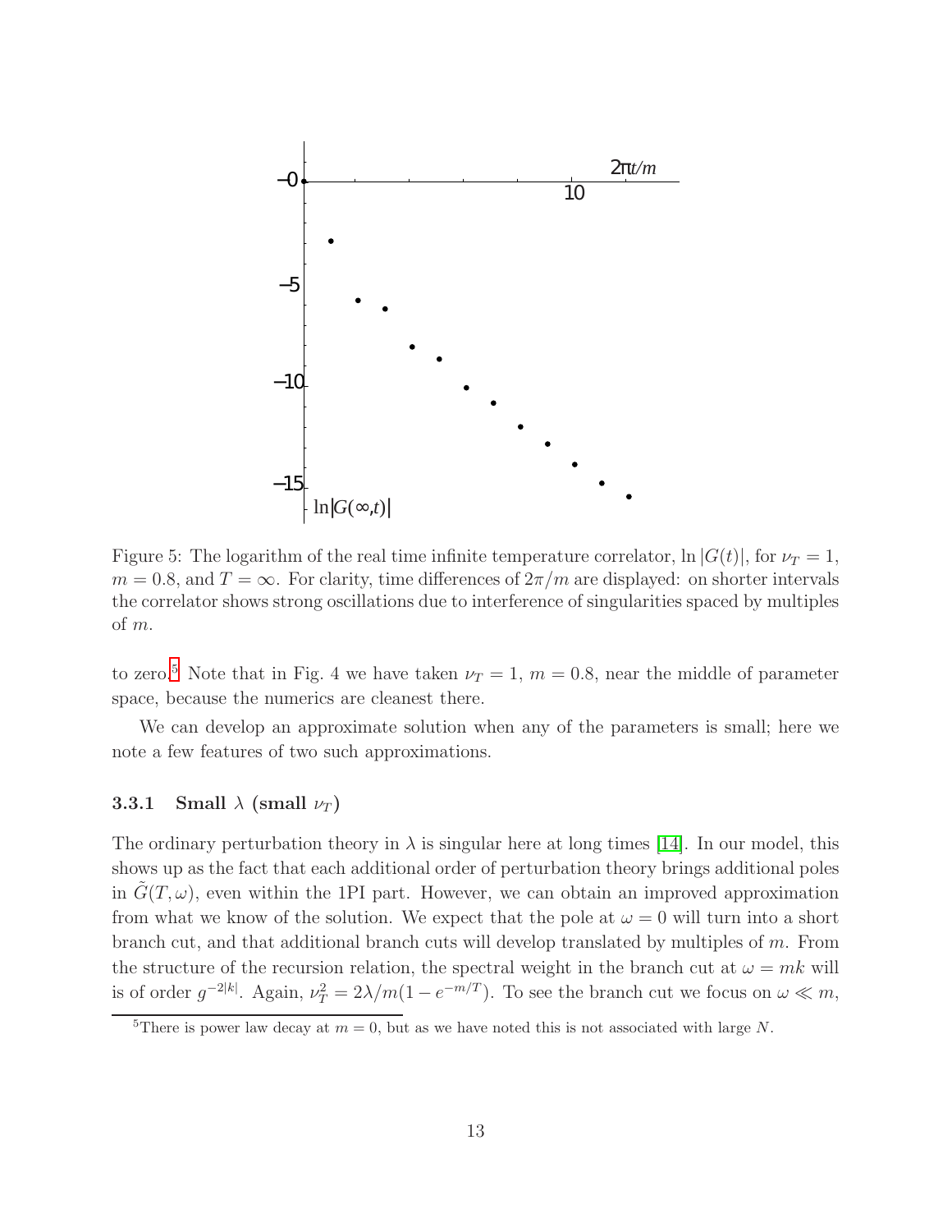Figure 5: The logarithm of the real time infinite temperature correlator, $\ln |G(t)|$, for $\nu_T = 1$, $m = 0.8$, and $T = \infty$. For clarity, time differences of $2\pi/m$ are displayed: on shorter intervals the correlator shows strong oscillations due to interference of singularities spaced by multiples of $m$.

to zero.[5] Note that in Fig. 4 we have taken $\nu_T = 1$, $m = 0.8$, near the middle of parameter space, because the numerics are cleanest there.

We can develop an approximate solution when any of the parameters is small; here we note a few features of two such approximations.

### 3.3.1 Small $\lambda$ (small $\nu_T$)

The ordinary perturbation theory in $\lambda$ is singular here at long times [14]. In our model, this shows up as the fact that each additional order of perturbation theory brings additional poles in $\tilde{G}(T, \omega)$, even within the 1PI part. However, we can obtain an improved approximation from what we know of the solution. We expect that the pole at $\omega = 0$ will turn into a short branch cut, and that additional branch cuts will develop translated by multiples of $m$. From the structure of the recursion relation, the spectral weight in the branch cut at $\omega = mk$ will is of order $g^{-2|k|}$. Again, $\nu_T^2 = 2\lambda/m(1 - e^{-m/T})$. To see the branch cut we focus on $\omega \ll m$,

[5] There is power law decay at $m = 0$, but as we have noted this is not associated with large $N$.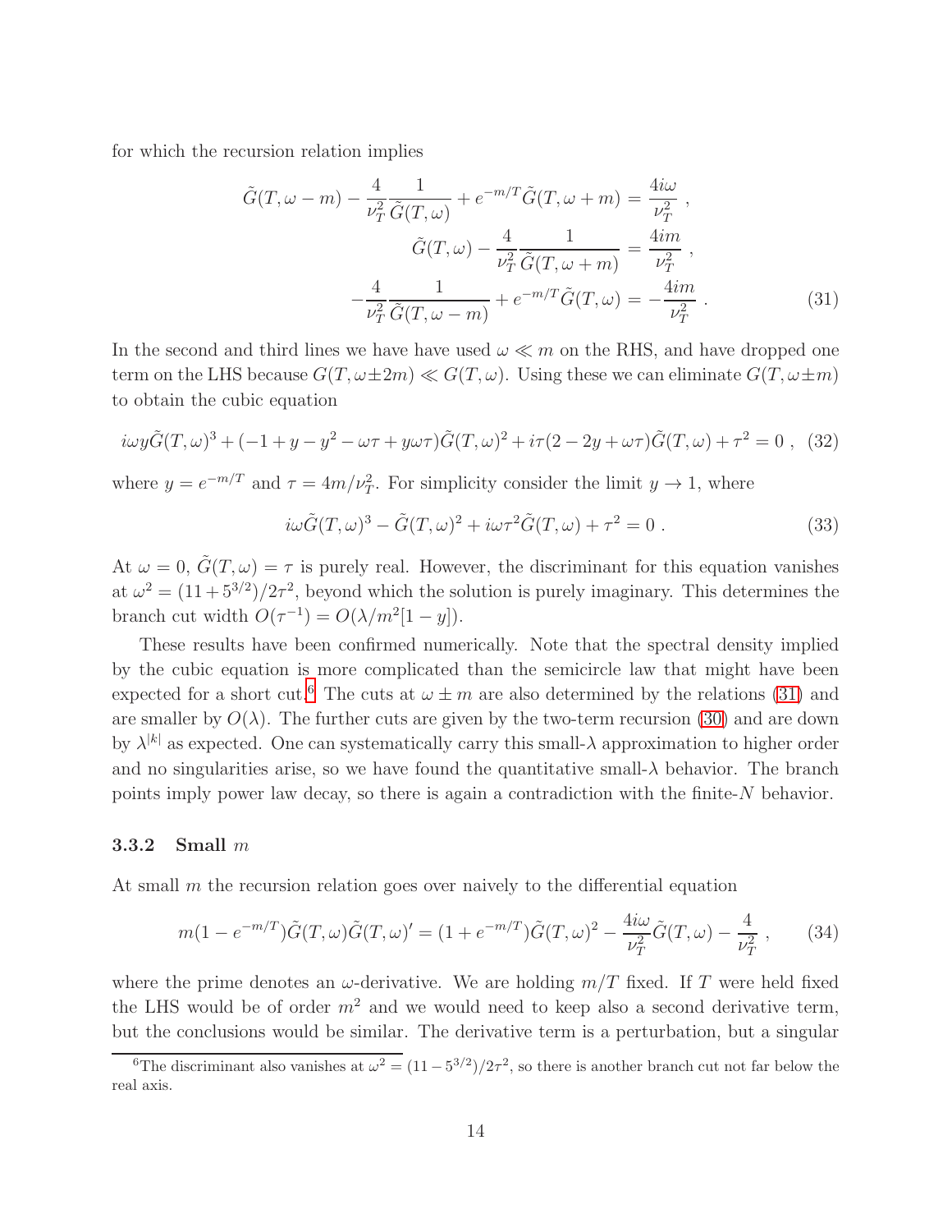for which the recursion relation implies

$$
\begin{aligned}
\tilde{G}(T,\omega-m) - \frac{4}{\nu_T^2}\frac{1}{\tilde{G}(T,\omega)} + e^{-m/T}\tilde{G}(T,\omega+m) &= \frac{4i\omega}{\nu_T^2}\ , \\
\tilde{G}(T,\omega) - \frac{4}{\nu_T^2}\frac{1}{\tilde{G}(T,\omega+m)} &= \frac{4im}{\nu_T^2}\ , \\
-\frac{4}{\nu_T^2}\frac{1}{\tilde{G}(T,\omega-m)} + e^{-m/T}\tilde{G}(T,\omega) &= -\frac{4im}{\nu_T^2}\ .
\end{aligned}
\tag{31}
$$

In the second and third lines we have have used $\omega \ll m$ on the RHS, and have dropped one term on the LHS because $G(T,\omega\pm 2m) \ll G(T,\omega)$. Using these we can eliminate $G(T,\omega\pm m)$ to obtain the cubic equation

$$
i\omega y\tilde{G}(T,\omega)^3 + (-1+y-y^2-\omega\tau+y\omega\tau)\tilde{G}(T,\omega)^2 + i\tau(2-2y+\omega\tau)\tilde{G}(T,\omega) + \tau^2 = 0\ , \tag{32}
$$

where $y = e^{-m/T}$ and $\tau = 4m/\nu_T^2$. For simplicity consider the limit $y \to 1$, where

$$
i\omega\tilde{G}(T,\omega)^3 - \tilde{G}(T,\omega)^2 + i\omega\tau^2\tilde{G}(T,\omega) + \tau^2 = 0\ . \tag{33}
$$

At $\omega = 0$, $\tilde{G}(T,\omega) = \tau$ is purely real. However, the discriminant for this equation vanishes at $\omega^2 = (11+5^{3/2})/2\tau^2$, beyond which the solution is purely imaginary. This determines the branch cut width $O(\tau^{-1}) = O(\lambda/m^2[1-y])$.

These results have been confirmed numerically. Note that the spectral density implied by the cubic equation is more complicated than the semicircle law that might have been expected for a short cut.[6] The cuts at $\omega \pm m$ are also determined by the relations (31) and are smaller by $O(\lambda)$. The further cuts are given by the two-term recursion (30) and are down by $\lambda^{|k|}$ as expected. One can systematically carry this small-$\lambda$ approximation to higher order and no singularities arise, so we have found the quantitative small-$\lambda$ behavior. The branch points imply power law decay, so there is again a contradiction with the finite-$N$ behavior.

### 3.3.2 Small $m$

At small $m$ the recursion relation goes over naively to the differential equation

$$
m(1-e^{-m/T})\tilde{G}(T,\omega)\tilde{G}(T,\omega)' = (1+e^{-m/T})\tilde{G}(T,\omega)^2 - \frac{4i\omega}{\nu_T^2}\tilde{G}(T,\omega) - \frac{4}{\nu_T^2}\ , \tag{34}
$$

where the prime denotes an $\omega$-derivative. We are holding $m/T$ fixed. If $T$ were held fixed the LHS would be of order $m^2$ and we would need to keep also a second derivative term, but the conclusions would be similar. The derivative term is a perturbation, but a singular

[6] The discriminant also vanishes at $\omega^2 = (11-5^{3/2})/2\tau^2$, so there is another branch cut not far below the real axis.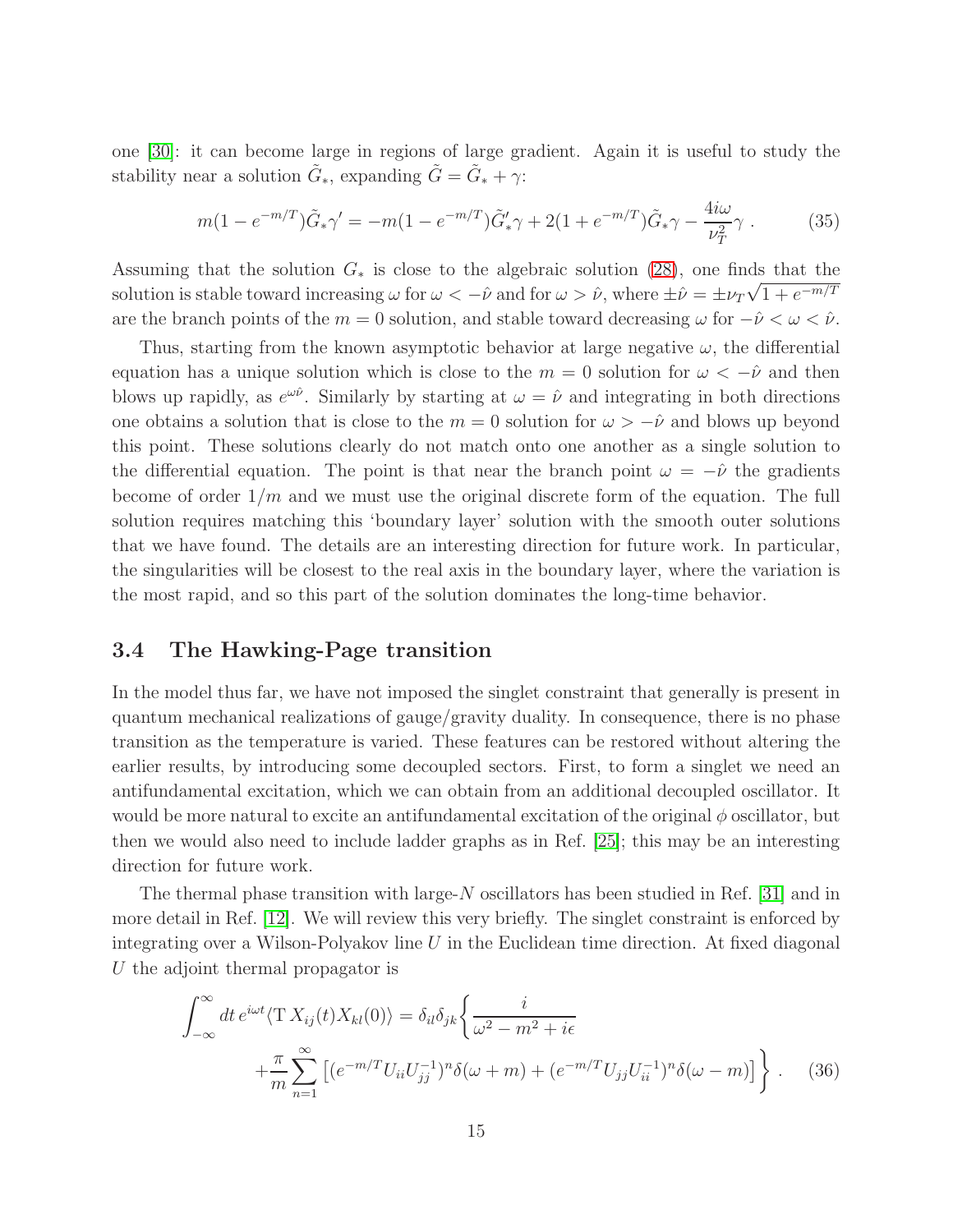one [30]: it can become large in regions of large gradient. Again it is useful to study the stability near a solution $\tilde{G}_*$, expanding $\tilde{G} = \tilde{G}_* + \gamma$:

$$m(1 - e^{-m/T})\tilde{G}_*\gamma' = -m(1 - e^{-m/T})\tilde{G}_*'\gamma + 2(1 + e^{-m/T})\tilde{G}_*\gamma - \frac{4i\omega}{\nu_T^2}\gamma \ . \tag{35}$$

Assuming that the solution $G_*$ is close to the algebraic solution (28), one finds that the solution is stable toward increasing $\omega$ for $\omega < -\hat{\nu}$ and for $\omega > \hat{\nu}$, where $\pm\hat{\nu} = \pm\nu_T\sqrt{1 + e^{-m/T}}$ are the branch points of the $m = 0$ solution, and stable toward decreasing $\omega$ for $-\hat{\nu} < \omega < \hat{\nu}$.

Thus, starting from the known asymptotic behavior at large negative $\omega$, the differential equation has a unique solution which is close to the $m = 0$ solution for $\omega < -\hat{\nu}$ and then blows up rapidly, as $e^{\omega\hat{\nu}}$. Similarly by starting at $\omega = \hat{\nu}$ and integrating in both directions one obtains a solution that is close to the $m = 0$ solution for $\omega > -\hat{\nu}$ and blows up beyond this point. These solutions clearly do not match onto one another as a single solution to the differential equation. The point is that near the branch point $\omega = -\hat{\nu}$ the gradients become of order $1/m$ and we must use the original discrete form of the equation. The full solution requires matching this 'boundary layer' solution with the smooth outer solutions that we have found. The details are an interesting direction for future work. In particular, the singularities will be closest to the real axis in the boundary layer, where the variation is the most rapid, and so this part of the solution dominates the long-time behavior.

### 3.4 The Hawking-Page transition

In the model thus far, we have not imposed the singlet constraint that generally is present in quantum mechanical realizations of gauge/gravity duality. In consequence, there is no phase transition as the temperature is varied. These features can be restored without altering the earlier results, by introducing some decoupled sectors. First, to form a singlet we need an antifundamental excitation, which we can obtain from an additional decoupled oscillator. It would be more natural to excite an antifundamental excitation of the original $\phi$ oscillator, but then we would also need to include ladder graphs as in Ref. [25]; this may be an interesting direction for future work.

The thermal phase transition with large-$N$ oscillators has been studied in Ref. [31] and in more detail in Ref. [12]. We will review this very briefly. The singlet constraint is enforced by integrating over a Wilson-Polyakov line $U$ in the Euclidean time direction. At fixed diagonal $U$ the adjoint thermal propagator is

$$\int_{-\infty}^{\infty} dt\, e^{i\omega t}\langle \mathrm{T}\, X_{ij}(t)X_{kl}(0)\rangle = \delta_{il}\delta_{jk}\bigg\{\frac{i}{\omega^2 - m^2 + i\epsilon} + \frac{\pi}{m}\sum_{n=1}^{\infty}\left[(e^{-m/T}U_{ii}U_{jj}^{-1})^n\delta(\omega + m) + (e^{-m/T}U_{jj}U_{ii}^{-1})^n\delta(\omega - m)\right]\bigg\} \ . \tag{36}$$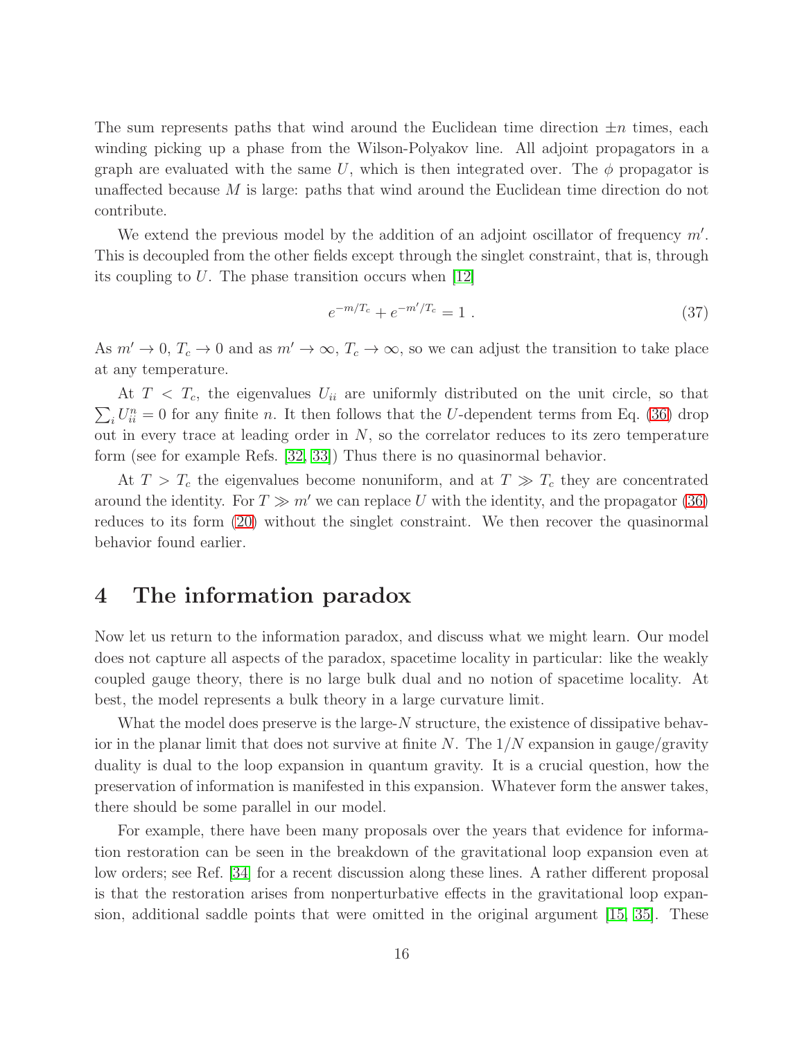The sum represents paths that wind around the Euclidean time direction $\pm n$ times, each winding picking up a phase from the Wilson-Polyakov line. All adjoint propagators in a graph are evaluated with the same $U$, which is then integrated over. The $\phi$ propagator is unaffected because $M$ is large: paths that wind around the Euclidean time direction do not contribute.

We extend the previous model by the addition of an adjoint oscillator of frequency $m'$. This is decoupled from the other fields except through the singlet constraint, that is, through its coupling to $U$. The phase transition occurs when [12]

$$e^{-m/T_c} + e^{-m'/T_c} = 1 \; . \tag{37}$$

As $m' \to 0$, $T_c \to 0$ and as $m' \to \infty$, $T_c \to \infty$, so we can adjust the transition to take place at any temperature.

At $T < T_c$, the eigenvalues $U_{ii}$ are uniformly distributed on the unit circle, so that $\sum_i U_{ii}^n = 0$ for any finite $n$. It then follows that the $U$-dependent terms from Eq. (36) drop out in every trace at leading order in $N$, so the correlator reduces to its zero temperature form (see for example Refs. [32, 33]) Thus there is no quasinormal behavior.

At $T > T_c$ the eigenvalues become nonuniform, and at $T \gg T_c$ they are concentrated around the identity. For $T \gg m'$ we can replace $U$ with the identity, and the propagator (36) reduces to its form (20) without the singlet constraint. We then recover the quasinormal behavior found earlier.

# 4 The information paradox

Now let us return to the information paradox, and discuss what we might learn. Our model does not capture all aspects of the paradox, spacetime locality in particular: like the weakly coupled gauge theory, there is no large bulk dual and no notion of spacetime locality. At best, the model represents a bulk theory in a large curvature limit.

What the model does preserve is the large-$N$ structure, the existence of dissipative behavior in the planar limit that does not survive at finite $N$. The $1/N$ expansion in gauge/gravity duality is dual to the loop expansion in quantum gravity. It is a crucial question, how the preservation of information is manifested in this expansion. Whatever form the answer takes, there should be some parallel in our model.

For example, there have been many proposals over the years that evidence for information restoration can be seen in the breakdown of the gravitational loop expansion even at low orders; see Ref. [34] for a recent discussion along these lines. A rather different proposal is that the restoration arises from nonperturbative effects in the gravitational loop expansion, additional saddle points that were omitted in the original argument [15, 35]. These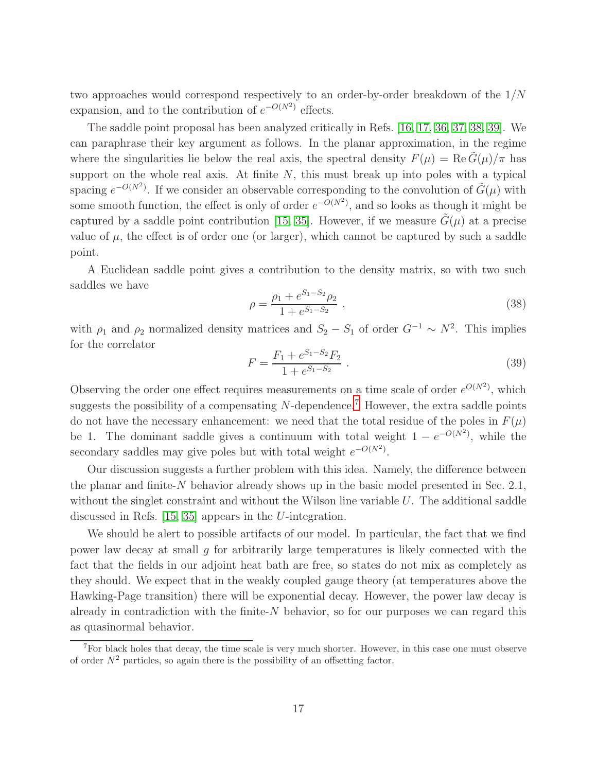two approaches would correspond respectively to an order-by-order breakdown of the $1/N$ expansion, and to the contribution of $e^{-O(N^2)}$ effects.

The saddle point proposal has been analyzed critically in Refs. [16, 17, 36, 37, 38, 39]. We can paraphrase their key argument as follows. In the planar approximation, in the regime where the singularities lie below the real axis, the spectral density $F(\mu) = \mathrm{Re}\,\tilde{G}(\mu)/\pi$ has support on the whole real axis. At finite $N$, this must break up into poles with a typical spacing $e^{-O(N^2)}$. If we consider an observable corresponding to the convolution of $\tilde{G}(\mu)$ with some smooth function, the effect is only of order $e^{-O(N^2)}$, and so looks as though it might be captured by a saddle point contribution [15, 35]. However, if we measure $\tilde{G}(\mu)$ at a precise value of $\mu$, the effect is of order one (or larger), which cannot be captured by such a saddle point.

A Euclidean saddle point gives a contribution to the density matrix, so with two such saddles we have

$$\rho = \frac{\rho_1 + e^{S_1 - S_2}\rho_2}{1 + e^{S_1 - S_2}} \ , \tag{38}$$

with $\rho_1$ and $\rho_2$ normalized density matrices and $S_2 - S_1$ of order $G^{-1} \sim N^2$. This implies for the correlator

$$F = \frac{F_1 + e^{S_1 - S_2}F_2}{1 + e^{S_1 - S_2}} \ . \tag{39}$$

Observing the order one effect requires measurements on a time scale of order $e^{O(N^2)}$, which suggests the possibility of a compensating $N$-dependence.[7] However, the extra saddle points do not have the necessary enhancement: we need that the total residue of the poles in $F(\mu)$ be 1. The dominant saddle gives a continuum with total weight $1 - e^{-O(N^2)}$, while the secondary saddles may give poles but with total weight $e^{-O(N^2)}$.

Our discussion suggests a further problem with this idea. Namely, the difference between the planar and finite-$N$ behavior already shows up in the basic model presented in Sec. 2.1, without the singlet constraint and without the Wilson line variable $U$. The additional saddle discussed in Refs. [15, 35] appears in the $U$-integration.

We should be alert to possible artifacts of our model. In particular, the fact that we find power law decay at small $g$ for arbitrarily large temperatures is likely connected with the fact that the fields in our adjoint heat bath are free, so states do not mix as completely as they should. We expect that in the weakly coupled gauge theory (at temperatures above the Hawking-Page transition) there will be exponential decay. However, the power law decay is already in contradiction with the finite-$N$ behavior, so for our purposes we can regard this as quasinormal behavior.

[7] For black holes that decay, the time scale is very much shorter. However, in this case one must observe of order $N^2$ particles, so again there is the possibility of an offsetting factor.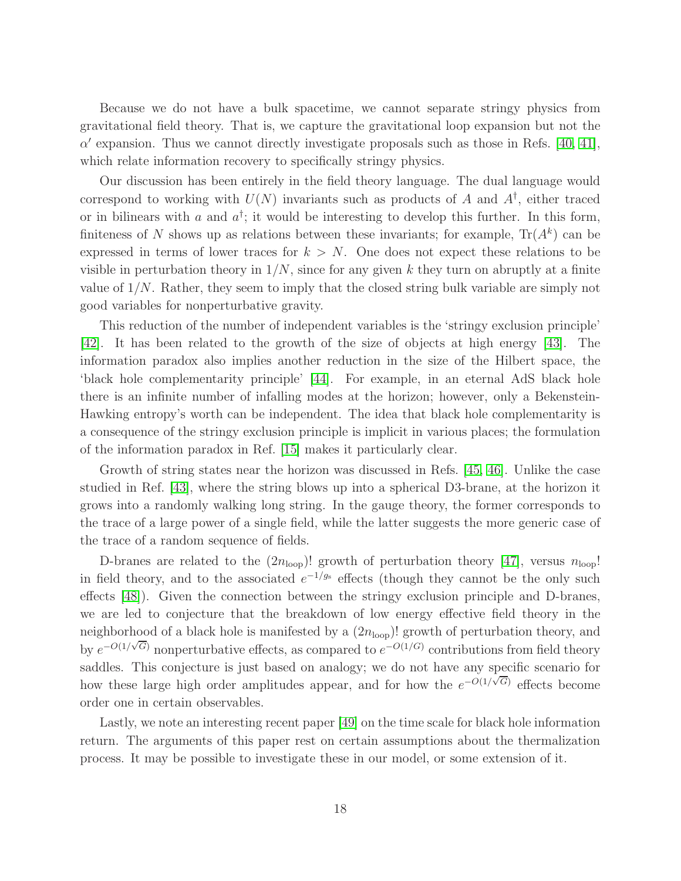Because we do not have a bulk spacetime, we cannot separate stringy physics from gravitational field theory. That is, we capture the gravitational loop expansion but not the $\alpha'$ expansion. Thus we cannot directly investigate proposals such as those in Refs. [40, 41], which relate information recovery to specifically stringy physics.

Our discussion has been entirely in the field theory language. The dual language would correspond to working with $U(N)$ invariants such as products of $A$ and $A^\dagger$, either traced or in bilinears with $a$ and $a^\dagger$; it would be interesting to develop this further. In this form, finiteness of $N$ shows up as relations between these invariants; for example, $\mathrm{Tr}(A^k)$ can be expressed in terms of lower traces for $k > N$. One does not expect these relations to be visible in perturbation theory in $1/N$, since for any given $k$ they turn on abruptly at a finite value of $1/N$. Rather, they seem to imply that the closed string bulk variable are simply not good variables for nonperturbative gravity.

This reduction of the number of independent variables is the 'stringy exclusion principle' [42]. It has been related to the growth of the size of objects at high energy [43]. The information paradox also implies another reduction in the size of the Hilbert space, the 'black hole complementarity principle' [44]. For example, in an eternal AdS black hole there is an infinite number of infalling modes at the horizon; however, only a Bekenstein-Hawking entropy's worth can be independent. The idea that black hole complementarity is a consequence of the stringy exclusion principle is implicit in various places; the formulation of the information paradox in Ref. [15] makes it particularly clear.

Growth of string states near the horizon was discussed in Refs. [45, 46]. Unlike the case studied in Ref. [43], where the string blows up into a spherical D3-brane, at the horizon it grows into a randomly walking long string. In the gauge theory, the former corresponds to the trace of a large power of a single field, while the latter suggests the more generic case of the trace of a random sequence of fields.

D-branes are related to the $(2n_{\mathrm{loop}})!$ growth of perturbation theory [47], versus $n_{\mathrm{loop}}!$ in field theory, and to the associated $e^{-1/g_s}$ effects (though they cannot be the only such effects [48]). Given the connection between the stringy exclusion principle and D-branes, we are led to conjecture that the breakdown of low energy effective field theory in the neighborhood of a black hole is manifested by a $(2n_{\mathrm{loop}})!$ growth of perturbation theory, and by $e^{-O(1/\sqrt{G})}$ nonperturbative effects, as compared to $e^{-O(1/G)}$ contributions from field theory saddles. This conjecture is just based on analogy; we do not have any specific scenario for how these large high order amplitudes appear, and for how the $e^{-O(1/\sqrt{G})}$ effects become order one in certain observables.

Lastly, we note an interesting recent paper [49] on the time scale for black hole information return. The arguments of this paper rest on certain assumptions about the thermalization process. It may be possible to investigate these in our model, or some extension of it.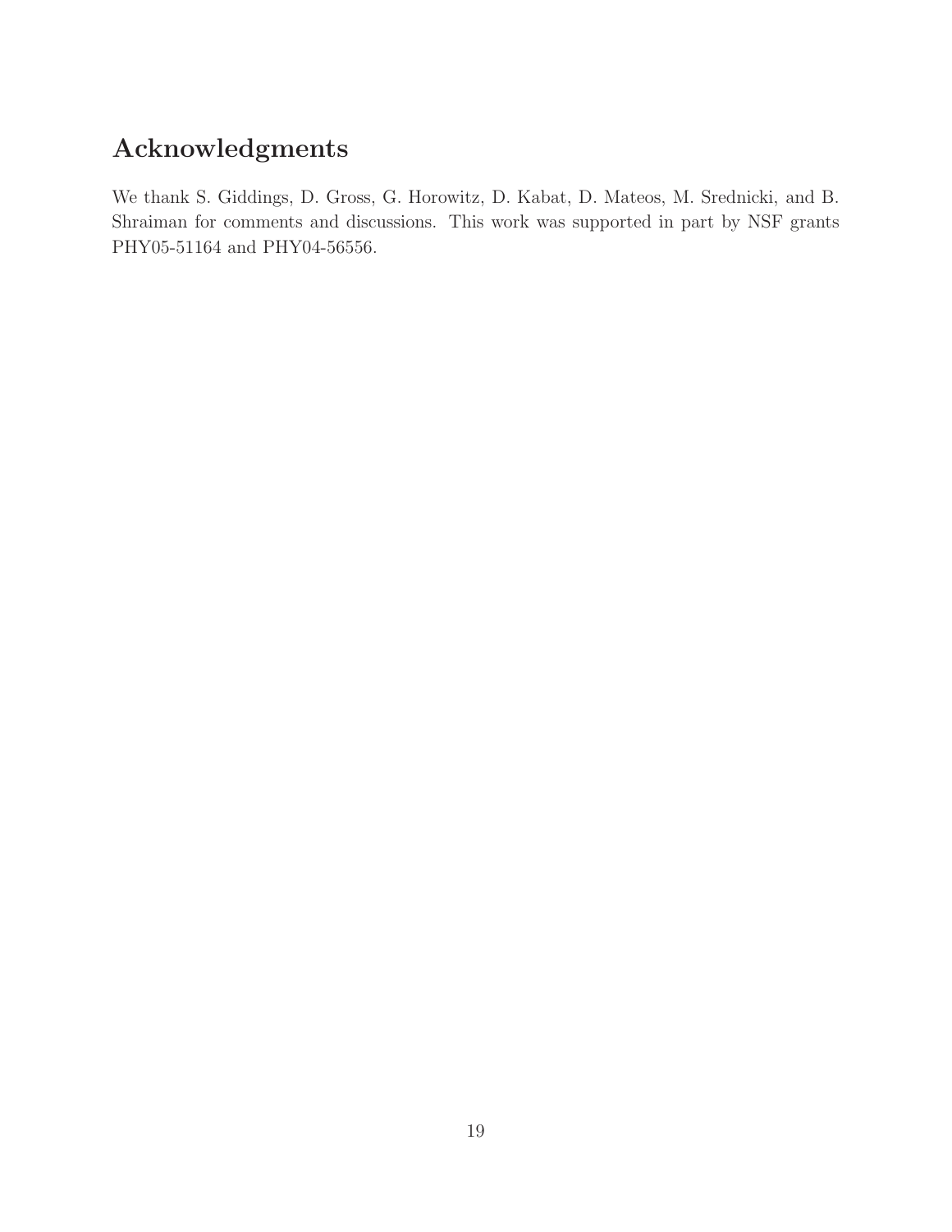# Acknowledgments

We thank S. Giddings, D. Gross, G. Horowitz, D. Kabat, D. Mateos, M. Srednicki, and B. Shraiman for comments and discussions. This work was supported in part by NSF grants PHY05-51164 and PHY04-56556.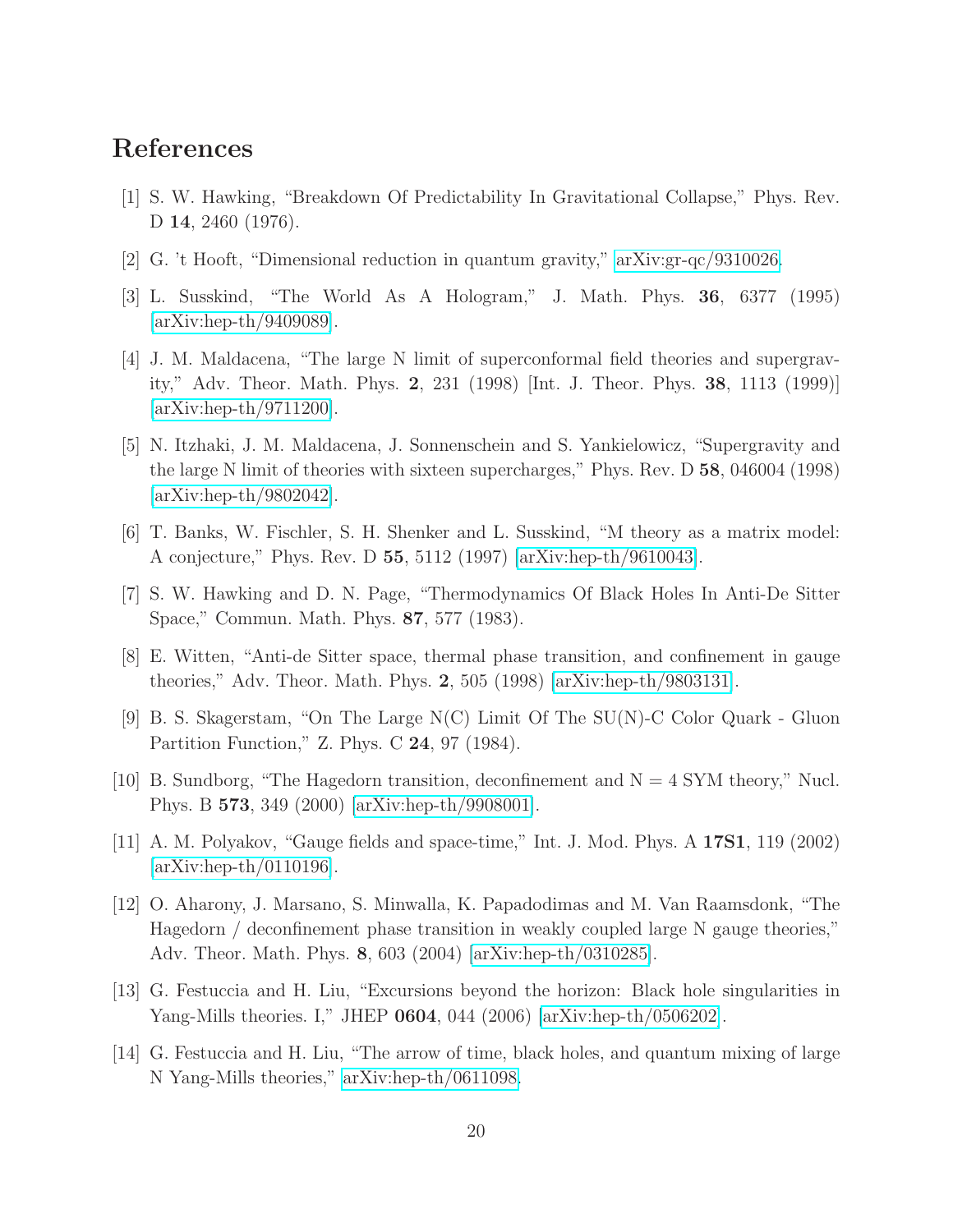# References

[1] S. W. Hawking, "Breakdown Of Predictability In Gravitational Collapse," Phys. Rev. D **14**, 2460 (1976).

[2] G. 't Hooft, "Dimensional reduction in quantum gravity," arXiv:gr-qc/9310026.

[3] L. Susskind, "The World As A Hologram," J. Math. Phys. **36**, 6377 (1995) [arXiv:hep-th/9409089].

[4] J. M. Maldacena, "The large N limit of superconformal field theories and supergravity," Adv. Theor. Math. Phys. **2**, 231 (1998) [Int. J. Theor. Phys. **38**, 1113 (1999)] [arXiv:hep-th/9711200].

[5] N. Itzhaki, J. M. Maldacena, J. Sonnenschein and S. Yankielowicz, "Supergravity and the large N limit of theories with sixteen supercharges," Phys. Rev. D **58**, 046004 (1998) [arXiv:hep-th/9802042].

[6] T. Banks, W. Fischler, S. H. Shenker and L. Susskind, "M theory as a matrix model: A conjecture," Phys. Rev. D **55**, 5112 (1997) [arXiv:hep-th/9610043].

[7] S. W. Hawking and D. N. Page, "Thermodynamics Of Black Holes In Anti-De Sitter Space," Commun. Math. Phys. **87**, 577 (1983).

[8] E. Witten, "Anti-de Sitter space, thermal phase transition, and confinement in gauge theories," Adv. Theor. Math. Phys. **2**, 505 (1998) [arXiv:hep-th/9803131].

[9] B. S. Skagerstam, "On The Large N(C) Limit Of The SU(N)-C Color Quark - Gluon Partition Function," Z. Phys. C **24**, 97 (1984).

[10] B. Sundborg, "The Hagedorn transition, deconfinement and N = 4 SYM theory," Nucl. Phys. B **573**, 349 (2000) [arXiv:hep-th/9908001].

[11] A. M. Polyakov, "Gauge fields and space-time," Int. J. Mod. Phys. A **17S1**, 119 (2002) [arXiv:hep-th/0110196].

[12] O. Aharony, J. Marsano, S. Minwalla, K. Papadodimas and M. Van Raamsdonk, "The Hagedorn / deconfinement phase transition in weakly coupled large N gauge theories," Adv. Theor. Math. Phys. **8**, 603 (2004) [arXiv:hep-th/0310285].

[13] G. Festuccia and H. Liu, "Excursions beyond the horizon: Black hole singularities in Yang-Mills theories. I," JHEP **0604**, 044 (2006) [arXiv:hep-th/0506202].

[14] G. Festuccia and H. Liu, "The arrow of time, black holes, and quantum mixing of large N Yang-Mills theories," arXiv:hep-th/0611098.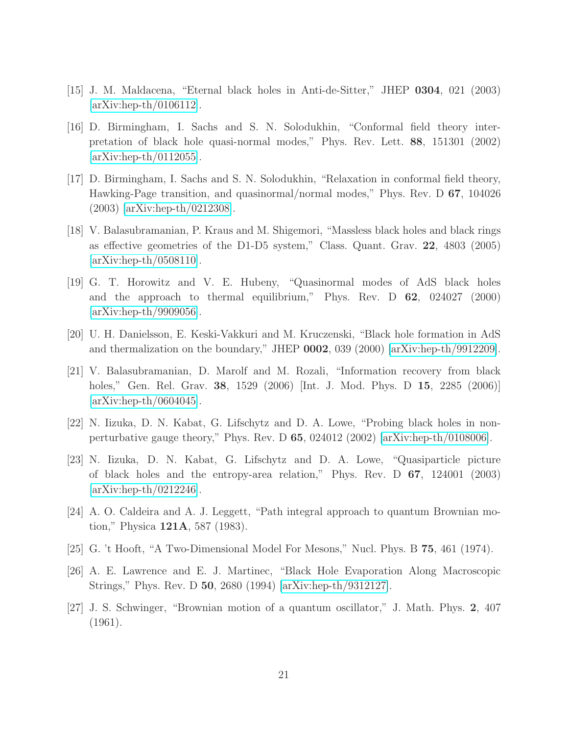[15] J. M. Maldacena, "Eternal black holes in Anti-de-Sitter," JHEP **0304**, 021 (2003) [arXiv:hep-th/0106112].

[16] D. Birmingham, I. Sachs and S. N. Solodukhin, "Conformal field theory interpretation of black hole quasi-normal modes," Phys. Rev. Lett. **88**, 151301 (2002) [arXiv:hep-th/0112055].

[17] D. Birmingham, I. Sachs and S. N. Solodukhin, "Relaxation in conformal field theory, Hawking-Page transition, and quasinormal/normal modes," Phys. Rev. D **67**, 104026 (2003) [arXiv:hep-th/0212308].

[18] V. Balasubramanian, P. Kraus and M. Shigemori, "Massless black holes and black rings as effective geometries of the D1-D5 system," Class. Quant. Grav. **22**, 4803 (2005) [arXiv:hep-th/0508110].

[19] G. T. Horowitz and V. E. Hubeny, "Quasinormal modes of AdS black holes and the approach to thermal equilibrium," Phys. Rev. D **62**, 024027 (2000) [arXiv:hep-th/9909056].

[20] U. H. Danielsson, E. Keski-Vakkuri and M. Kruczenski, "Black hole formation in AdS and thermalization on the boundary," JHEP **0002**, 039 (2000) [arXiv:hep-th/9912209].

[21] V. Balasubramanian, D. Marolf and M. Rozali, "Information recovery from black holes," Gen. Rel. Grav. **38**, 1529 (2006) [Int. J. Mod. Phys. D **15**, 2285 (2006)] [arXiv:hep-th/0604045].

[22] N. Iizuka, D. N. Kabat, G. Lifschytz and D. A. Lowe, "Probing black holes in non-perturbative gauge theory," Phys. Rev. D **65**, 024012 (2002) [arXiv:hep-th/0108006].

[23] N. Iizuka, D. N. Kabat, G. Lifschytz and D. A. Lowe, "Quasiparticle picture of black holes and the entropy-area relation," Phys. Rev. D **67**, 124001 (2003) [arXiv:hep-th/0212246].

[24] A. O. Caldeira and A. J. Leggett, "Path integral approach to quantum Brownian motion," Physica **121A**, 587 (1983).

[25] G. 't Hooft, "A Two-Dimensional Model For Mesons," Nucl. Phys. B **75**, 461 (1974).

[26] A. E. Lawrence and E. J. Martinec, "Black Hole Evaporation Along Macroscopic Strings," Phys. Rev. D **50**, 2680 (1994) [arXiv:hep-th/9312127].

[27] J. S. Schwinger, "Brownian motion of a quantum oscillator," J. Math. Phys. **2**, 407 (1961).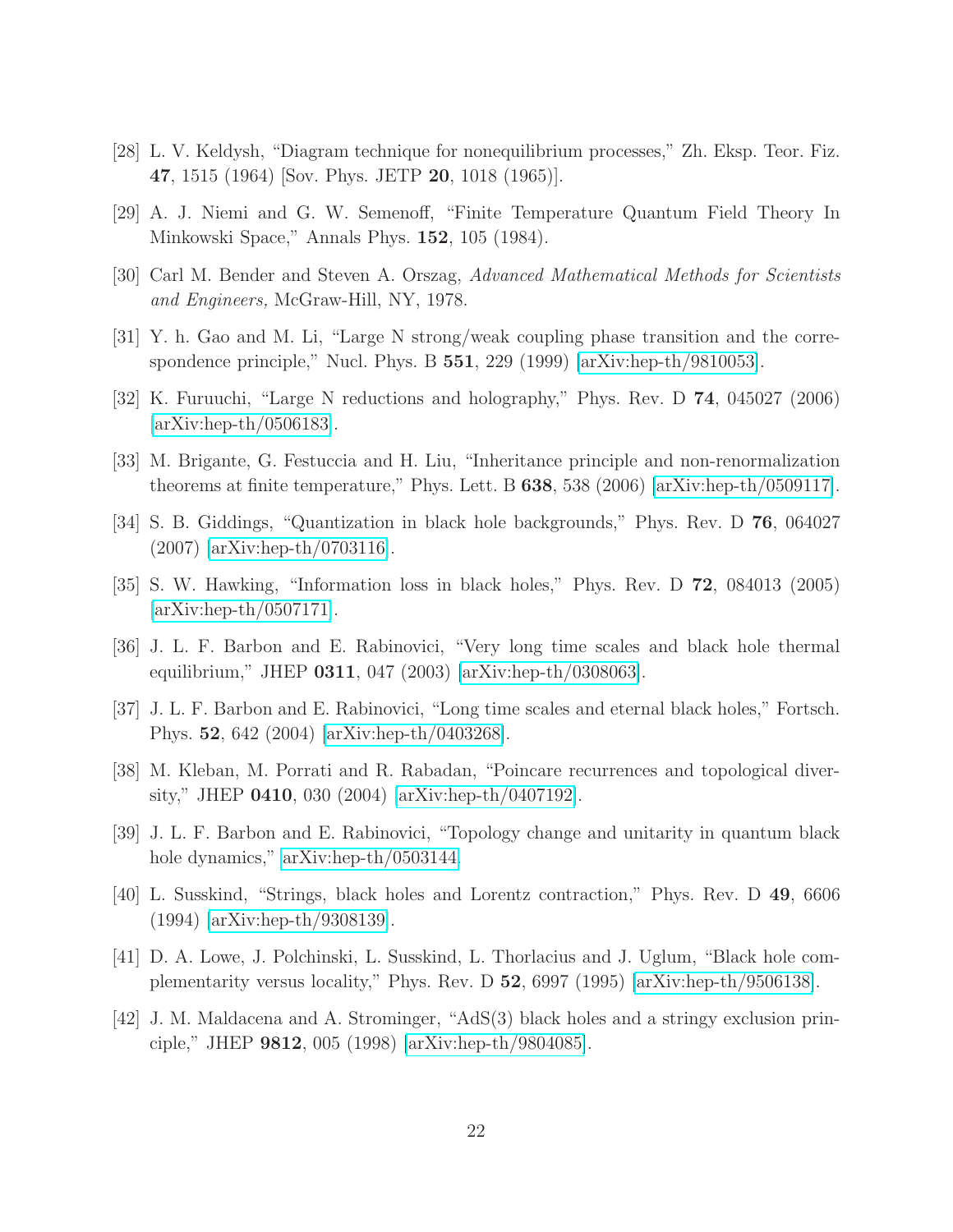[28] L. V. Keldysh, "Diagram technique for nonequilibrium processes," Zh. Eksp. Teor. Fiz. **47**, 1515 (1964) [Sov. Phys. JETP **20**, 1018 (1965)].

[29] A. J. Niemi and G. W. Semenoff, "Finite Temperature Quantum Field Theory In Minkowski Space," Annals Phys. **152**, 105 (1984).

[30] Carl M. Bender and Steven A. Orszag, *Advanced Mathematical Methods for Scientists and Engineers,* McGraw-Hill, NY, 1978.

[31] Y. h. Gao and M. Li, "Large N strong/weak coupling phase transition and the correspondence principle," Nucl. Phys. B **551**, 229 (1999) [arXiv:hep-th/9810053].

[32] K. Furuuchi, "Large N reductions and holography," Phys. Rev. D **74**, 045027 (2006) [arXiv:hep-th/0506183].

[33] M. Brigante, G. Festuccia and H. Liu, "Inheritance principle and non-renormalization theorems at finite temperature," Phys. Lett. B **638**, 538 (2006) [arXiv:hep-th/0509117].

[34] S. B. Giddings, "Quantization in black hole backgrounds," Phys. Rev. D **76**, 064027 (2007) [arXiv:hep-th/0703116].

[35] S. W. Hawking, "Information loss in black holes," Phys. Rev. D **72**, 084013 (2005) [arXiv:hep-th/0507171].

[36] J. L. F. Barbon and E. Rabinovici, "Very long time scales and black hole thermal equilibrium," JHEP **0311**, 047 (2003) [arXiv:hep-th/0308063].

[37] J. L. F. Barbon and E. Rabinovici, "Long time scales and eternal black holes," Fortsch. Phys. **52**, 642 (2004) [arXiv:hep-th/0403268].

[38] M. Kleban, M. Porrati and R. Rabadan, "Poincare recurrences and topological diversity," JHEP **0410**, 030 (2004) [arXiv:hep-th/0407192].

[39] J. L. F. Barbon and E. Rabinovici, "Topology change and unitarity in quantum black hole dynamics," arXiv:hep-th/0503144.

[40] L. Susskind, "Strings, black holes and Lorentz contraction," Phys. Rev. D **49**, 6606 (1994) [arXiv:hep-th/9308139].

[41] D. A. Lowe, J. Polchinski, L. Susskind, L. Thorlacius and J. Uglum, "Black hole complementarity versus locality," Phys. Rev. D **52**, 6997 (1995) [arXiv:hep-th/9506138].

[42] J. M. Maldacena and A. Strominger, "AdS(3) black holes and a stringy exclusion principle," JHEP **9812**, 005 (1998) [arXiv:hep-th/9804085].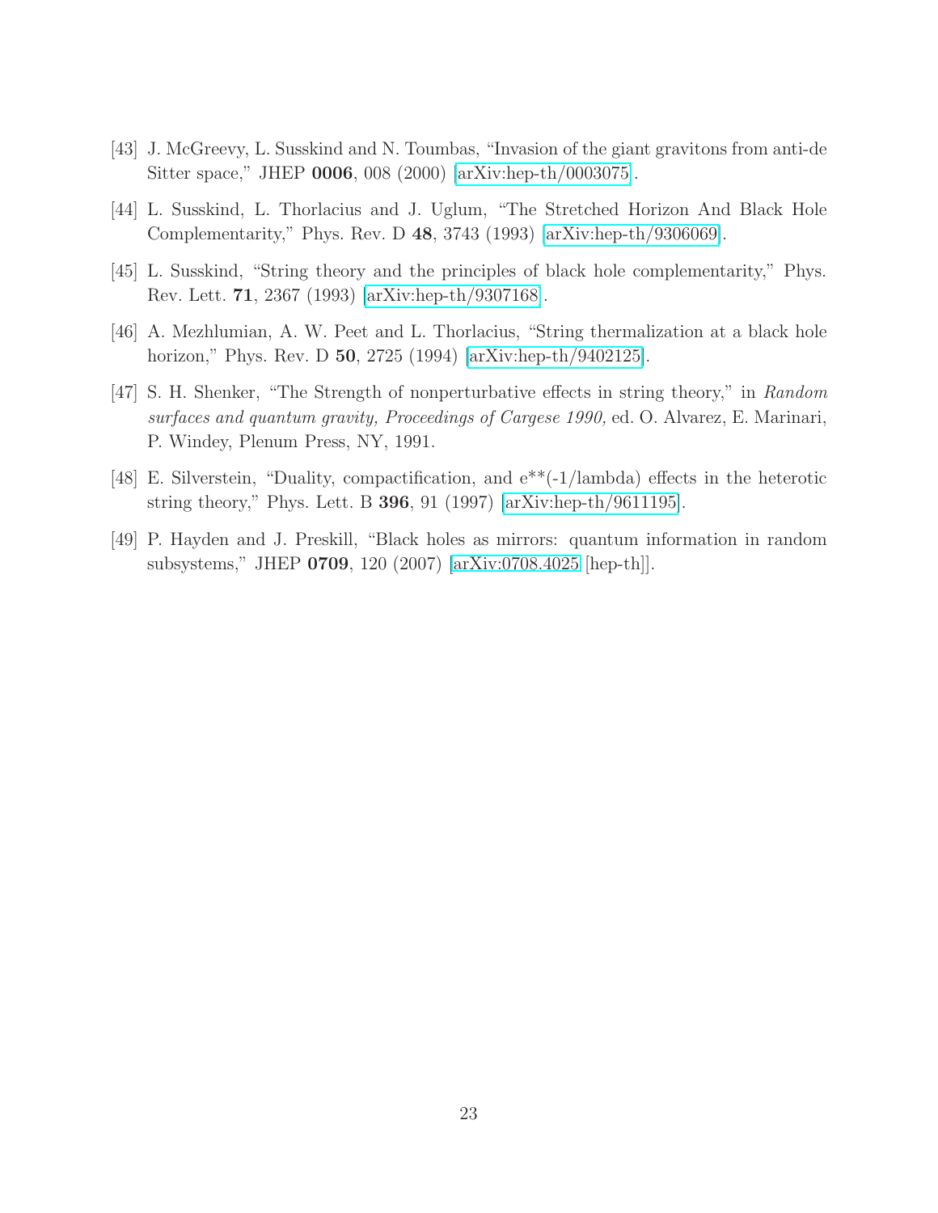[43] J. McGreevy, L. Susskind and N. Toumbas, "Invasion of the giant gravitons from anti-de Sitter space," JHEP **0006**, 008 (2000) [arXiv:hep-th/0003075].

[44] L. Susskind, L. Thorlacius and J. Uglum, "The Stretched Horizon And Black Hole Complementarity," Phys. Rev. D **48**, 3743 (1993) [arXiv:hep-th/9306069].

[45] L. Susskind, "String theory and the principles of black hole complementarity," Phys. Rev. Lett. **71**, 2367 (1993) [arXiv:hep-th/9307168].

[46] A. Mezhlumian, A. W. Peet and L. Thorlacius, "String thermalization at a black hole horizon," Phys. Rev. D **50**, 2725 (1994) [arXiv:hep-th/9402125].

[47] S. H. Shenker, "The Strength of nonperturbative effects in string theory," in *Random surfaces and quantum gravity, Proceedings of Cargese 1990,* ed. O. Alvarez, E. Marinari, P. Windey, Plenum Press, NY, 1991.

[48] E. Silverstein, "Duality, compactification, and e**(-1/lambda) effects in the heterotic string theory," Phys. Lett. B **396**, 91 (1997) [arXiv:hep-th/9611195].

[49] P. Hayden and J. Preskill, "Black holes as mirrors: quantum information in random subsystems," JHEP **0709**, 120 (2007) [arXiv:0708.4025 [hep-th]].